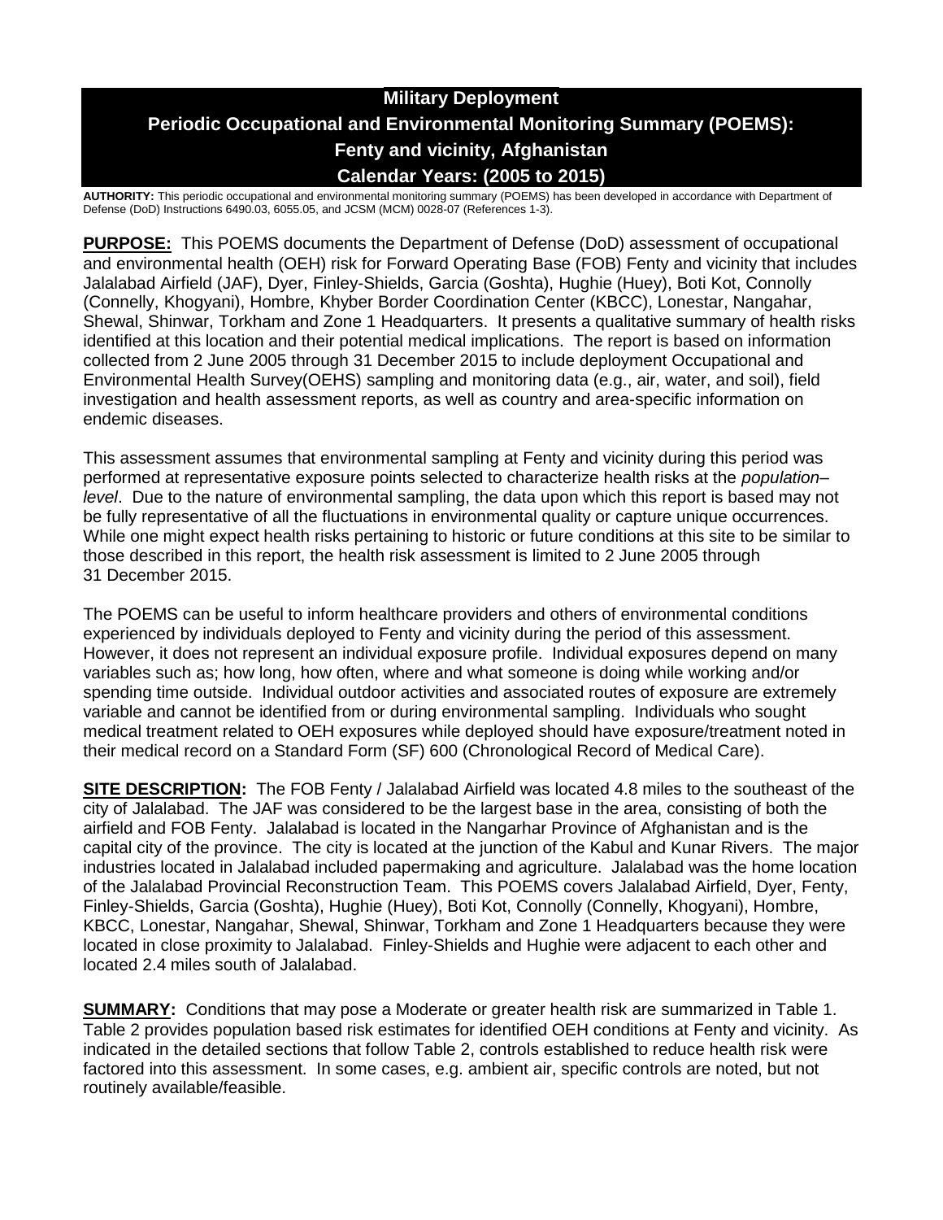# Military Deployment
# Periodic Occupational and Environmental Monitoring Summary (POEMS): Fenty and vicinity, Afghanistan
# Calendar Years: (2005 to 2015)

**AUTHORITY:** This periodic occupational and environmental monitoring summary (POEMS) has been developed in accordance with Department of Defense (DoD) Instructions 6490.03, 6055.05, and JCSM (MCM) 0028-07 (References 1-3).

**PURPOSE:** This POEMS documents the Department of Defense (DoD) assessment of occupational and environmental health (OEH) risk for Forward Operating Base (FOB) Fenty and vicinity that includes Jalalabad Airfield (JAF), Dyer, Finley-Shields, Garcia (Goshta), Hughie (Huey), Boti Kot, Connolly (Connelly, Khogyani), Hombre, Khyber Border Coordination Center (KBCC), Lonestar, Nangahar, Shewal, Shinwar, Torkham and Zone 1 Headquarters. It presents a qualitative summary of health risks identified at this location and their potential medical implications. The report is based on information collected from 2 June 2005 through 31 December 2015 to include deployment Occupational and Environmental Health Survey(OEHS) sampling and monitoring data (e.g., air, water, and soil), field investigation and health assessment reports, as well as country and area-specific information on endemic diseases.

This assessment assumes that environmental sampling at Fenty and vicinity during this period was performed at representative exposure points selected to characterize health risks at the *population–level*. Due to the nature of environmental sampling, the data upon which this report is based may not be fully representative of all the fluctuations in environmental quality or capture unique occurrences. While one might expect health risks pertaining to historic or future conditions at this site to be similar to those described in this report, the health risk assessment is limited to 2 June 2005 through 31 December 2015.

The POEMS can be useful to inform healthcare providers and others of environmental conditions experienced by individuals deployed to Fenty and vicinity during the period of this assessment. However, it does not represent an individual exposure profile. Individual exposures depend on many variables such as; how long, how often, where and what someone is doing while working and/or spending time outside. Individual outdoor activities and associated routes of exposure are extremely variable and cannot be identified from or during environmental sampling. Individuals who sought medical treatment related to OEH exposures while deployed should have exposure/treatment noted in their medical record on a Standard Form (SF) 600 (Chronological Record of Medical Care).

**SITE DESCRIPTION:** The FOB Fenty / Jalalabad Airfield was located 4.8 miles to the southeast of the city of Jalalabad. The JAF was considered to be the largest base in the area, consisting of both the airfield and FOB Fenty. Jalalabad is located in the Nangarhar Province of Afghanistan and is the capital city of the province. The city is located at the junction of the Kabul and Kunar Rivers. The major industries located in Jalalabad included papermaking and agriculture. Jalalabad was the home location of the Jalalabad Provincial Reconstruction Team. This POEMS covers Jalalabad Airfield, Dyer, Fenty, Finley-Shields, Garcia (Goshta), Hughie (Huey), Boti Kot, Connolly (Connelly, Khogyani), Hombre, KBCC, Lonestar, Nangahar, Shewal, Shinwar, Torkham and Zone 1 Headquarters because they were located in close proximity to Jalalabad. Finley-Shields and Hughie were adjacent to each other and located 2.4 miles south of Jalalabad.

**SUMMARY:** Conditions that may pose a Moderate or greater health risk are summarized in Table 1. Table 2 provides population based risk estimates for identified OEH conditions at Fenty and vicinity. As indicated in the detailed sections that follow Table 2, controls established to reduce health risk were factored into this assessment. In some cases, e.g. ambient air, specific controls are noted, but not routinely available/feasible.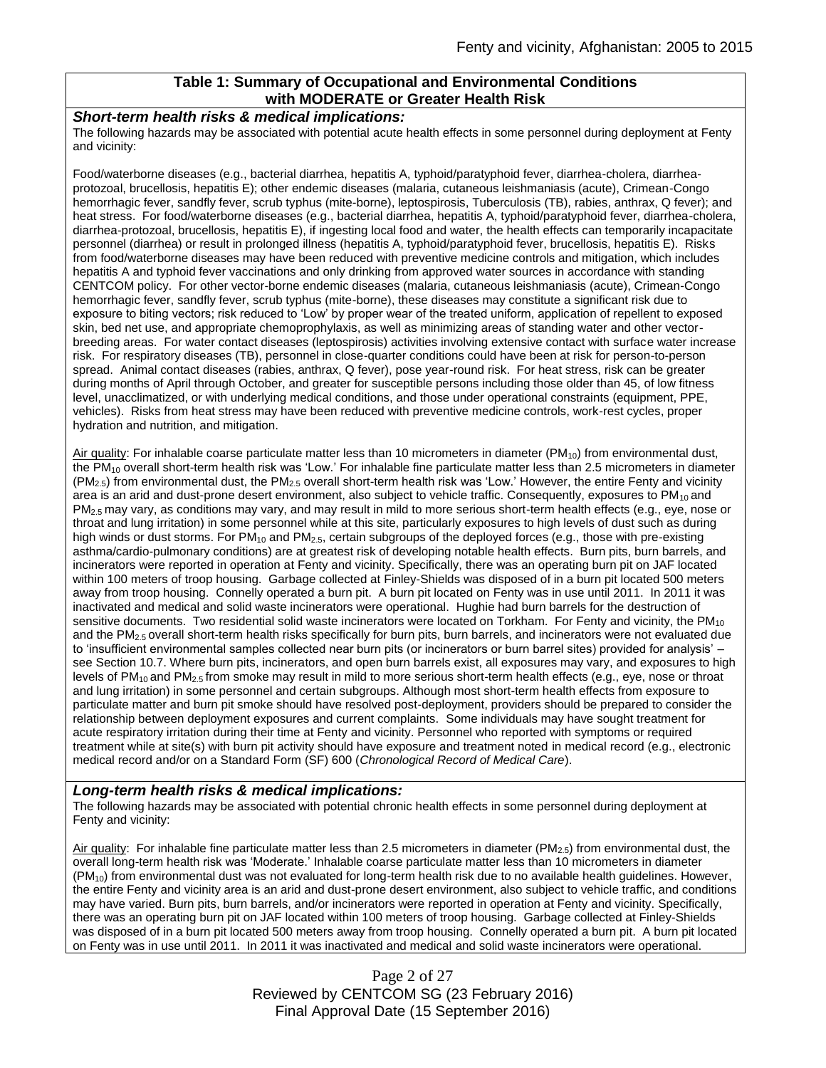## Table 1: Summary of Occupational and Environmental Conditions with MODERATE or Greater Health Risk

### *Short-term health risks & medical implications:*

The following hazards may be associated with potential acute health effects in some personnel during deployment at Fenty and vicinity:

Food/waterborne diseases (e.g., bacterial diarrhea, hepatitis A, typhoid/paratyphoid fever, diarrhea-cholera, diarrhea-protozoal, brucellosis, hepatitis E); other endemic diseases (malaria, cutaneous leishmaniasis (acute), Crimean-Congo hemorrhagic fever, sandfly fever, scrub typhus (mite-borne), leptospirosis, Tuberculosis (TB), rabies, anthrax, Q fever); and heat stress. For food/waterborne diseases (e.g., bacterial diarrhea, hepatitis A, typhoid/paratyphoid fever, diarrhea-cholera, diarrhea-protozoal, brucellosis, hepatitis E), if ingesting local food and water, the health effects can temporarily incapacitate personnel (diarrhea) or result in prolonged illness (hepatitis A, typhoid/paratyphoid fever, brucellosis, hepatitis E). Risks from food/waterborne diseases may have been reduced with preventive medicine controls and mitigation, which includes hepatitis A and typhoid fever vaccinations and only drinking from approved water sources in accordance with standing CENTCOM policy. For other vector-borne endemic diseases (malaria, cutaneous leishmaniasis (acute), Crimean-Congo hemorrhagic fever, sandfly fever, scrub typhus (mite-borne), these diseases may constitute a significant risk due to exposure to biting vectors; risk reduced to 'Low' by proper wear of the treated uniform, application of repellent to exposed skin, bed net use, and appropriate chemoprophylaxis, as well as minimizing areas of standing water and other vector-breeding areas. For water contact diseases (leptospirosis) activities involving extensive contact with surface water increase risk. For respiratory diseases (TB), personnel in close-quarter conditions could have been at risk for person-to-person spread. Animal contact diseases (rabies, anthrax, Q fever), pose year-round risk. For heat stress, risk can be greater during months of April through October, and greater for susceptible persons including those older than 45, of low fitness level, unacclimatized, or with underlying medical conditions, and those under operational constraints (equipment, PPE, vehicles). Risks from heat stress may have been reduced with preventive medicine controls, work-rest cycles, proper hydration and nutrition, and mitigation.

Air quality: For inhalable coarse particulate matter less than 10 micrometers in diameter ($PM_{10}$) from environmental dust, the $PM_{10}$ overall short-term health risk was 'Low.' For inhalable fine particulate matter less than 2.5 micrometers in diameter ($PM_{2.5}$) from environmental dust, the $PM_{2.5}$ overall short-term health risk was 'Low.' However, the entire Fenty and vicinity area is an arid and dust-prone desert environment, also subject to vehicle traffic. Consequently, exposures to $PM_{10}$ and $PM_{2.5}$ may vary, as conditions may vary, and may result in mild to more serious short-term health effects (e.g., eye, nose or throat and lung irritation) in some personnel while at this site, particularly exposures to high levels of dust such as during high winds or dust storms. For $PM_{10}$ and $PM_{2.5}$, certain subgroups of the deployed forces (e.g., those with pre-existing asthma/cardio-pulmonary conditions) are at greatest risk of developing notable health effects. Burn pits, burn barrels, and incinerators were reported in operation at Fenty and vicinity. Specifically, there was an operating burn pit on JAF located within 100 meters of troop housing. Garbage collected at Finley-Shields was disposed of in a burn pit located 500 meters away from troop housing. Connelly operated a burn pit. A burn pit located on Fenty was in use until 2011. In 2011 it was inactivated and medical and solid waste incinerators were operational. Hughie had burn barrels for the destruction of sensitive documents. Two residential solid waste incinerators were located on Torkham. For Fenty and vicinity, the $PM_{10}$ and the $PM_{2.5}$ overall short-term health risks specifically for burn pits, burn barrels, and incinerators were not evaluated due to 'insufficient environmental samples collected near burn pits (or incinerators or burn barrel sites) provided for analysis' – see Section 10.7. Where burn pits, incinerators, and open burn barrels exist, all exposures may vary, and exposures to high levels of $PM_{10}$ and $PM_{2.5}$ from smoke may result in mild to more serious short-term health effects (e.g., eye, nose or throat and lung irritation) in some personnel and certain subgroups. Although most short-term health effects from exposure to particulate matter and burn pit smoke should have resolved post-deployment, providers should be prepared to consider the relationship between deployment exposures and current complaints. Some individuals may have sought treatment for acute respiratory irritation during their time at Fenty and vicinity. Personnel who reported with symptoms or required treatment while at site(s) with burn pit activity should have exposure and treatment noted in medical record (e.g., electronic medical record and/or on a Standard Form (SF) 600 (*Chronological Record of Medical Care*).

### *Long-term health risks & medical implications:*

The following hazards may be associated with potential chronic health effects in some personnel during deployment at Fenty and vicinity:

Air quality: For inhalable fine particulate matter less than 2.5 micrometers in diameter ($PM_{2.5}$) from environmental dust, the overall long-term health risk was 'Moderate.' Inhalable coarse particulate matter less than 10 micrometers in diameter ($PM_{10}$) from environmental dust was not evaluated for long-term health risk due to no available health guidelines. However, the entire Fenty and vicinity area is an arid and dust-prone desert environment, also subject to vehicle traffic, and conditions may have varied. Burn pits, burn barrels, and/or incinerators were reported in operation at Fenty and vicinity. Specifically, there was an operating burn pit on JAF located within 100 meters of troop housing. Garbage collected at Finley-Shields was disposed of in a burn pit located 500 meters away from troop housing. Connelly operated a burn pit. A burn pit located on Fenty was in use until 2011. In 2011 it was inactivated and medical and solid waste incinerators were operational.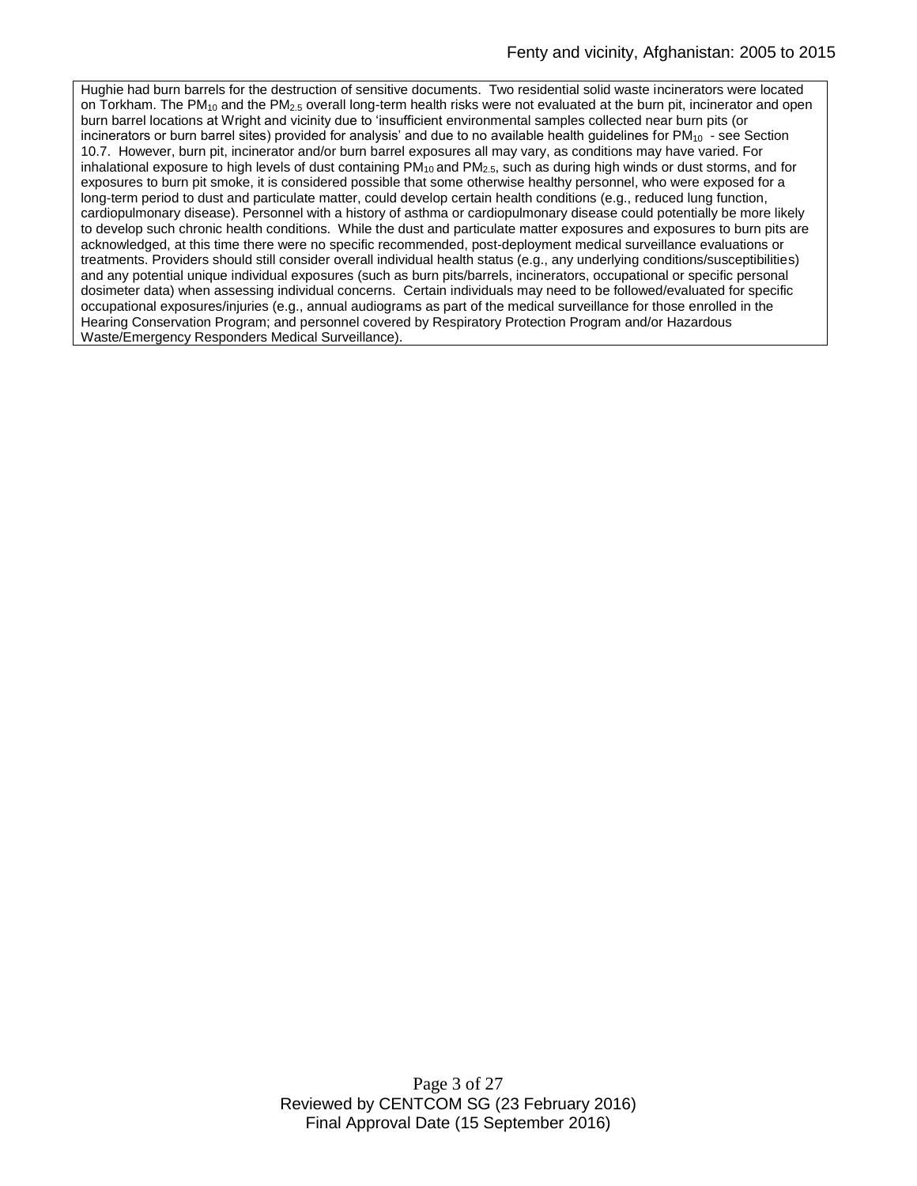Hughie had burn barrels for the destruction of sensitive documents. Two residential solid waste incinerators were located on Torkham. The $PM_{10}$ and the $PM_{2.5}$ overall long-term health risks were not evaluated at the burn pit, incinerator and open burn barrel locations at Wright and vicinity due to 'insufficient environmental samples collected near burn pits (or incinerators or burn barrel sites) provided for analysis' and due to no available health guidelines for $PM_{10}$ - see Section 10.7. However, burn pit, incinerator and/or burn barrel exposures all may vary, as conditions may have varied. For inhalational exposure to high levels of dust containing $PM_{10}$ and $PM_{2.5}$, such as during high winds or dust storms, and for exposures to burn pit smoke, it is considered possible that some otherwise healthy personnel, who were exposed for a long-term period to dust and particulate matter, could develop certain health conditions (e.g., reduced lung function, cardiopulmonary disease). Personnel with a history of asthma or cardiopulmonary disease could potentially be more likely to develop such chronic health conditions. While the dust and particulate matter exposures and exposures to burn pits are acknowledged, at this time there were no specific recommended, post-deployment medical surveillance evaluations or treatments. Providers should still consider overall individual health status (e.g., any underlying conditions/susceptibilities) and any potential unique individual exposures (such as burn pits/barrels, incinerators, occupational or specific personal dosimeter data) when assessing individual concerns. Certain individuals may need to be followed/evaluated for specific occupational exposures/injuries (e.g., annual audiograms as part of the medical surveillance for those enrolled in the Hearing Conservation Program; and personnel covered by Respiratory Protection Program and/or Hazardous Waste/Emergency Responders Medical Surveillance).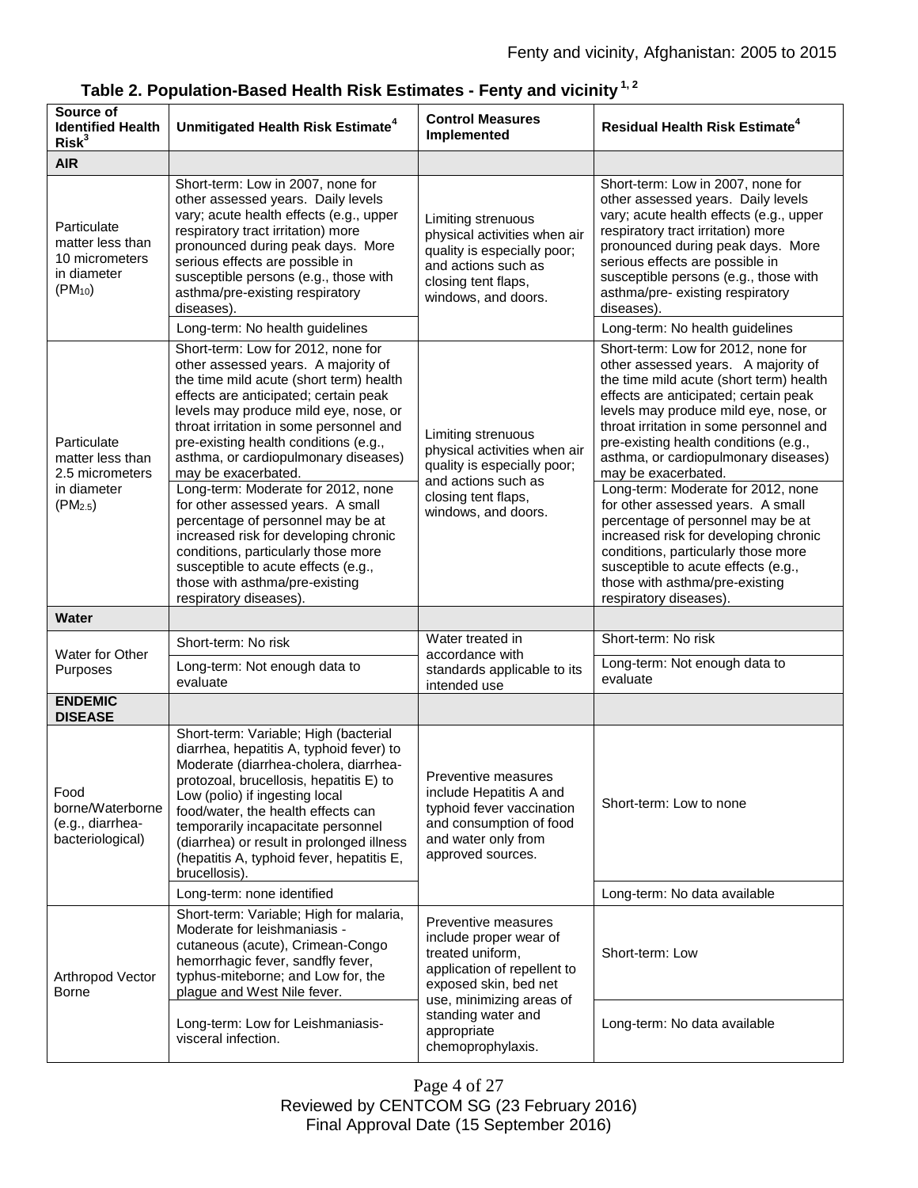**Table 2. Population-Based Health Risk Estimates - Fenty and vicinity [1, 2]**

| Source of Identified Health Risk[3] | Unmitigated Health Risk Estimate[4] | Control Measures Implemented | Residual Health Risk Estimate[4] |
|---|---|---|---|
| **AIR** | | | |
| Particulate matter less than 10 micrometers in diameter ($PM_{10}$) | Short-term: Low in 2007, none for other assessed years. Daily levels vary; acute health effects (e.g., upper respiratory tract irritation) more pronounced during peak days. More serious effects are possible in susceptible persons (e.g., those with asthma/pre-existing respiratory diseases). | Limiting strenuous physical activities when air quality is especially poor; and actions such as closing tent flaps, windows, and doors. | Short-term: Low in 2007, none for other assessed years. Daily levels vary; acute health effects (e.g., upper respiratory tract irritation) more pronounced during peak days. More serious effects are possible in susceptible persons (e.g., those with asthma/pre- existing respiratory diseases). |
| | Long-term: No health guidelines | | Long-term: No health guidelines |
| Particulate matter less than 2.5 micrometers in diameter ($PM_{2.5}$) | Short-term: Low for 2012, none for other assessed years. A majority of the time mild acute (short term) health effects are anticipated; certain peak levels may produce mild eye, nose, or throat irritation in some personnel and pre-existing health conditions (e.g., asthma, or cardiopulmonary diseases) may be exacerbated. | Limiting strenuous physical activities when air quality is especially poor; and actions such as closing tent flaps, windows, and doors. | Short-term: Low for 2012, none for other assessed years. A majority of the time mild acute (short term) health effects are anticipated; certain peak levels may produce mild eye, nose, or throat irritation in some personnel and pre-existing health conditions (e.g., asthma, or cardiopulmonary diseases) may be exacerbated. |
| | Long-term: Moderate for 2012, none for other assessed years. A small percentage of personnel may be at increased risk for developing chronic conditions, particularly those more susceptible to acute effects (e.g., those with asthma/pre-existing respiratory diseases). | | Long-term: Moderate for 2012, none for other assessed years. A small percentage of personnel may be at increased risk for developing chronic conditions, particularly those more susceptible to acute effects (e.g., those with asthma/pre-existing respiratory diseases). |
| **Water** | | | |
| Water for Other Purposes | Short-term: No risk | Water treated in accordance with standards applicable to its intended use | Short-term: No risk |
| | Long-term: Not enough data to evaluate | | Long-term: Not enough data to evaluate |
| **ENDEMIC DISEASE** | | | |
| Food borne/Waterborne (e.g., diarrhea-bacteriological) | Short-term: Variable; High (bacterial diarrhea, hepatitis A, typhoid fever) to Moderate (diarrhea-cholera, diarrhea-protozoal, brucellosis, hepatitis E) to Low (polio) if ingesting local food/water, the health effects can temporarily incapacitate personnel (diarrhea) or result in prolonged illness (hepatitis A, typhoid fever, hepatitis E, brucellosis). | Preventive measures include Hepatitis A and typhoid fever vaccination and consumption of food and water only from approved sources. | Short-term: Low to none |
| | Long-term: none identified | | Long-term: No data available |
| Arthropod Vector Borne | Short-term: Variable; High for malaria, Moderate for leishmaniasis - cutaneous (acute), Crimean-Congo hemorrhagic fever, sandfly fever, typhus-miteborne; and Low for, the plague and West Nile fever. | Preventive measures include proper wear of treated uniform, application of repellent to exposed skin, bed net use, minimizing areas of standing water and appropriate chemoprophylaxis. | Short-term: Low |
| | Long-term: Low for Leishmaniasis-visceral infection. | | Long-term: No data available |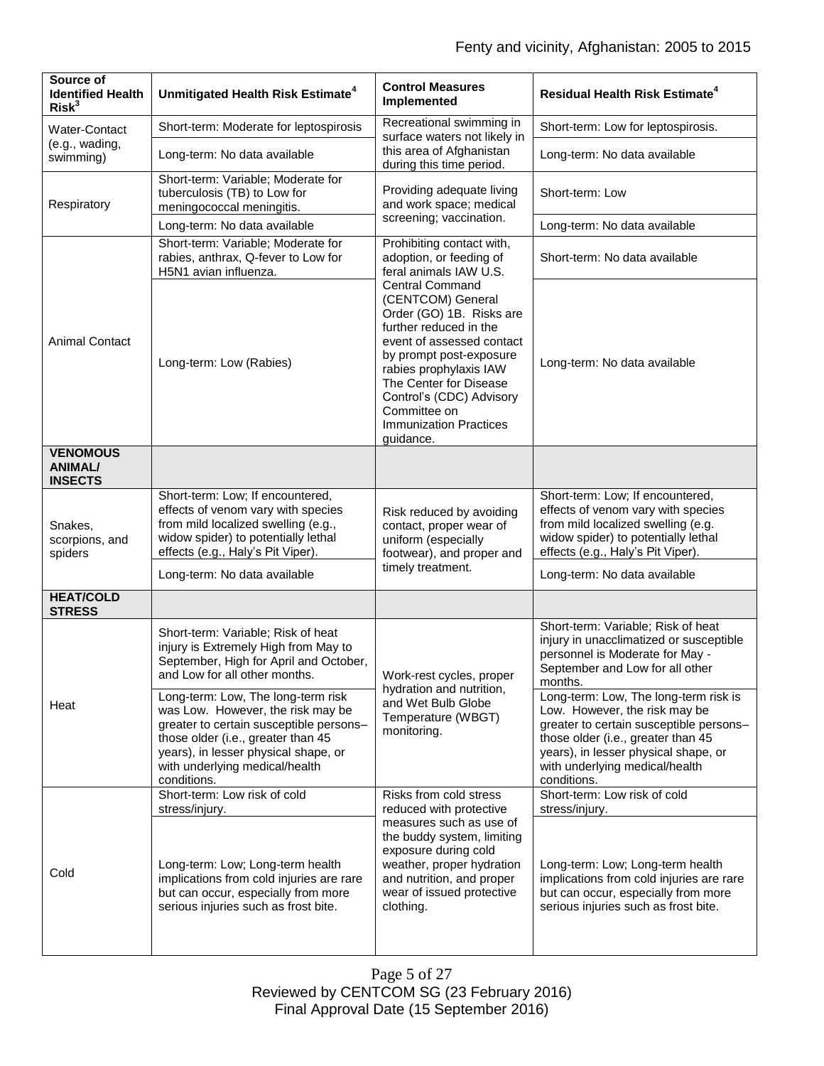| Source of Identified Health Risk[3] | Unmitigated Health Risk Estimate[4] | Control Measures Implemented | Residual Health Risk Estimate[4] |
|---|---|---|---|
| Water-Contact (e.g., wading, swimming) | Short-term: Moderate for leptospirosis | Recreational swimming in surface waters not likely in this area of Afghanistan during this time period. | Short-term: Low for leptospirosis. |
| | Long-term: No data available | | Long-term: No data available |
| Respiratory | Short-term: Variable; Moderate for tuberculosis (TB) to Low for meningococcal meningitis. | Providing adequate living and work space; medical screening; vaccination. | Short-term: Low |
| | Long-term: No data available | | Long-term: No data available |
| Animal Contact | Short-term: Variable; Moderate for rabies, anthrax, Q-fever to Low for H5N1 avian influenza. | Prohibiting contact with, adoption, or feeding of feral animals IAW U.S. Central Command (CENTCOM) General Order (GO) 1B. Risks are further reduced in the event of assessed contact by prompt post-exposure rabies prophylaxis IAW The Center for Disease Control's (CDC) Advisory Committee on Immunization Practices guidance. | Short-term: No data available |
| | Long-term: Low (Rabies) | | Long-term: No data available |
| **VENOMOUS ANIMAL/ INSECTS** | | | |
| Snakes, scorpions, and spiders | Short-term: Low; If encountered, effects of venom vary with species from mild localized swelling (e.g., widow spider) to potentially lethal effects (e.g., Haly's Pit Viper). | Risk reduced by avoiding contact, proper wear of uniform (especially footwear), and proper and timely treatment. | Short-term: Low; If encountered, effects of venom vary with species from mild localized swelling (e.g. widow spider) to potentially lethal effects (e.g., Haly's Pit Viper). |
| | Long-term: No data available | | Long-term: No data available |
| **HEAT/COLD STRESS** | | | |
| Heat | Short-term: Variable; Risk of heat injury is Extremely High from May to September, High for April and October, and Low for all other months. | Work-rest cycles, proper hydration and nutrition, and Wet Bulb Globe Temperature (WBGT) monitoring. | Short-term: Variable; Risk of heat injury in unacclimatized or susceptible personnel is Moderate for May - September and Low for all other months. |
| | Long-term: Low, The long-term risk was Low. However, the risk may be greater to certain susceptible persons– those older (i.e., greater than 45 years), in lesser physical shape, or with underlying medical/health conditions. | | Long-term: Low, The long-term risk is Low. However, the risk may be greater to certain susceptible persons– those older (i.e., greater than 45 years), in lesser physical shape, or with underlying medical/health conditions. |
| Cold | Short-term: Low risk of cold stress/injury. | Risks from cold stress reduced with protective measures such as use of the buddy system, limiting exposure during cold weather, proper hydration and nutrition, and proper wear of issued protective clothing. | Short-term: Low risk of cold stress/injury. |
| | Long-term: Low; Long-term health implications from cold injuries are rare but can occur, especially from more serious injuries such as frost bite. | | Long-term: Low; Long-term health implications from cold injuries are rare but can occur, especially from more serious injuries such as frost bite. |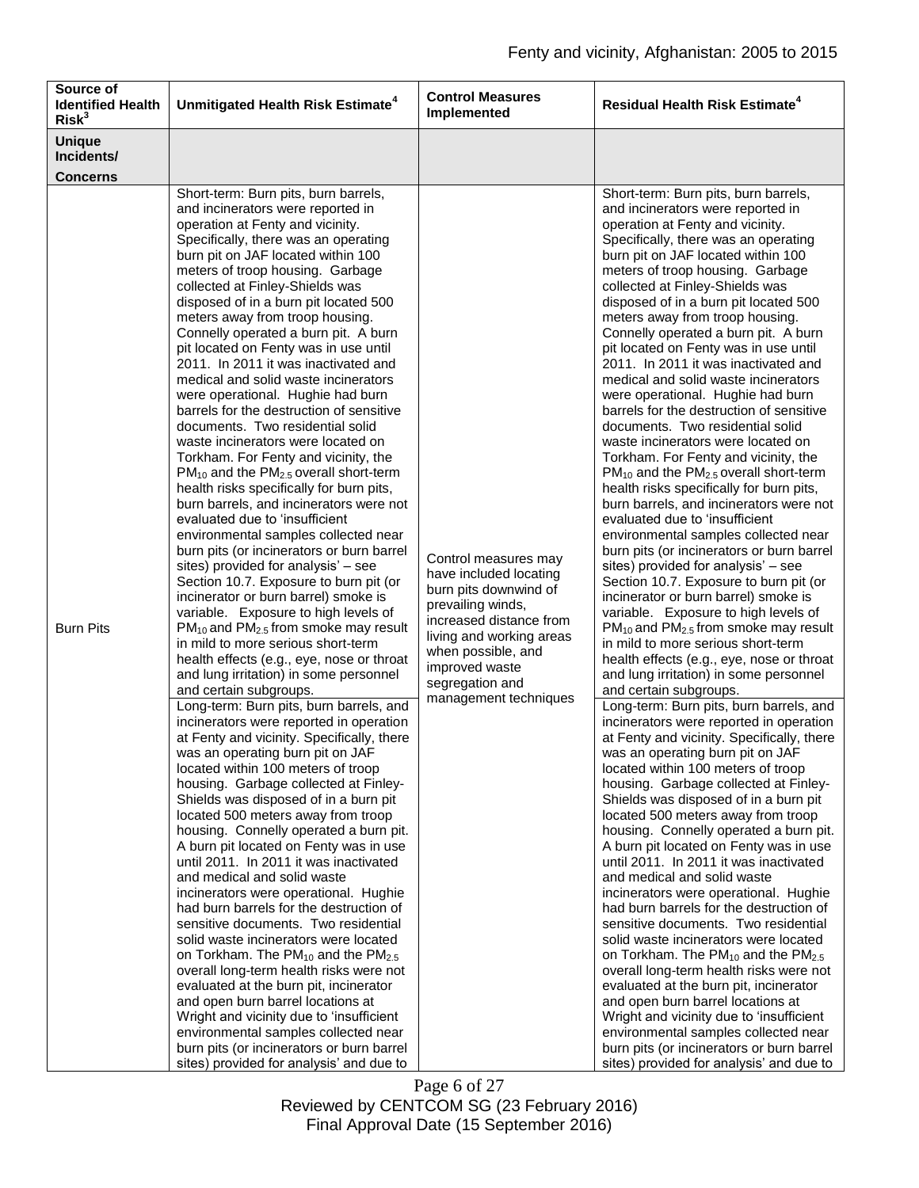| Source of Identified Health Risk[3] | Unmitigated Health Risk Estimate[4] | Control Measures Implemented | Residual Health Risk Estimate[4] |
|---|---|---|---|
| **Unique Incidents/ Concerns** | | | |
| Burn Pits | Short-term: Burn pits, burn barrels, and incinerators were reported in operation at Fenty and vicinity. Specifically, there was an operating burn pit on JAF located within 100 meters of troop housing. Garbage collected at Finley-Shields was disposed of in a burn pit located 500 meters away from troop housing. Connelly operated a burn pit. A burn pit located on Fenty was in use until 2011. In 2011 it was inactivated and medical and solid waste incinerators were operational. Hughie had burn barrels for the destruction of sensitive documents. Two residential solid waste incinerators were located on Torkham. For Fenty and vicinity, the $PM_{10}$ and the $PM_{2.5}$ overall short-term health risks specifically for burn pits, burn barrels, and incinerators were not evaluated due to 'insufficient environmental samples collected near burn pits (or incinerators or burn barrel sites) provided for analysis' – see Section 10.7. Exposure to burn pit (or incinerator or burn barrel) smoke is variable. Exposure to high levels of $PM_{10}$ and $PM_{2.5}$ from smoke may result in mild to more serious short-term health effects (e.g., eye, nose or throat and lung irritation) in some personnel and certain subgroups.<br>Long-term: Burn pits, burn barrels, and incinerators were reported in operation at Fenty and vicinity. Specifically, there was an operating burn pit on JAF located within 100 meters of troop housing. Garbage collected at Finley-Shields was disposed of in a burn pit located 500 meters away from troop housing. Connelly operated a burn pit. A burn pit located on Fenty was in use until 2011. In 2011 it was inactivated and medical and solid waste incinerators were operational. Hughie had burn barrels for the destruction of sensitive documents. Two residential solid waste incinerators were located on Torkham. The $PM_{10}$ and the $PM_{2.5}$ overall long-term health risks were not evaluated at the burn pit, incinerator and open burn barrel locations at Wright and vicinity due to 'insufficient environmental samples collected near burn pits (or incinerators or burn barrel sites) provided for analysis' and due to | Control measures may have included locating burn pits downwind of prevailing winds, increased distance from living and working areas when possible, and improved waste segregation and management techniques | Short-term: Burn pits, burn barrels, and incinerators were reported in operation at Fenty and vicinity. Specifically, there was an operating burn pit on JAF located within 100 meters of troop housing. Garbage collected at Finley-Shields was disposed of in a burn pit located 500 meters away from troop housing. Connelly operated a burn pit. A burn pit located on Fenty was in use until 2011. In 2011 it was inactivated and medical and solid waste incinerators were operational. Hughie had burn barrels for the destruction of sensitive documents. Two residential solid waste incinerators were located on Torkham. For Fenty and vicinity, the $PM_{10}$ and the $PM_{2.5}$ overall short-term health risks specifically for burn pits, burn barrels, and incinerators were not evaluated due to 'insufficient environmental samples collected near burn pits (or incinerators or burn barrel sites) provided for analysis' – see Section 10.7. Exposure to burn pit (or incinerator or burn barrel) smoke is variable. Exposure to high levels of $PM_{10}$ and $PM_{2.5}$ from smoke may result in mild to more serious short-term health effects (e.g., eye, nose or throat and lung irritation) in some personnel and certain subgroups.<br>Long-term: Burn pits, burn barrels, and incinerators were reported in operation at Fenty and vicinity. Specifically, there was an operating burn pit on JAF located within 100 meters of troop housing. Garbage collected at Finley-Shields was disposed of in a burn pit located 500 meters away from troop housing. Connelly operated a burn pit. A burn pit located on Fenty was in use until 2011. In 2011 it was inactivated and medical and solid waste incinerators were operational. Hughie had burn barrels for the destruction of sensitive documents. Two residential solid waste incinerators were located on Torkham. The $PM_{10}$ and the $PM_{2.5}$ overall long-term health risks were not evaluated at the burn pit, incinerator and open burn barrel locations at Wright and vicinity due to 'insufficient environmental samples collected near burn pits (or incinerators or burn barrel sites) provided for analysis' and due to |

Reviewed by CENTCOM SG (23 February 2016)
Final Approval Date (15 September 2016)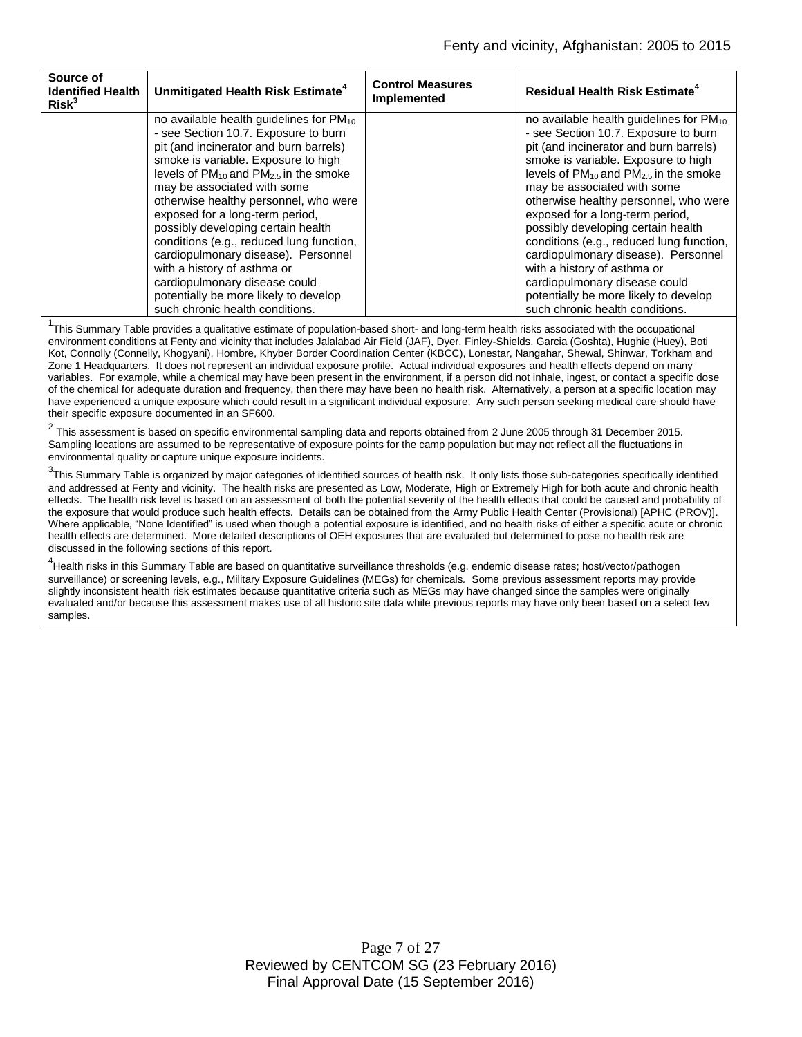| Source of Identified Health Risk[3] | Unmitigated Health Risk Estimate[4] | Control Measures Implemented | Residual Health Risk Estimate[4] |
|---|---|---|---|
| | no available health guidelines for $PM_{10}$ - see Section 10.7. Exposure to burn pit (and incinerator and burn barrels) smoke is variable. Exposure to high levels of $PM_{10}$ and $PM_{2.5}$ in the smoke may be associated with some otherwise healthy personnel, who were exposed for a long-term period, possibly developing certain health conditions (e.g., reduced lung function, cardiopulmonary disease). Personnel with a history of asthma or cardiopulmonary disease could potentially be more likely to develop such chronic health conditions. | | no available health guidelines for $PM_{10}$ - see Section 10.7. Exposure to burn pit (and incinerator and burn barrels) smoke is variable. Exposure to high levels of $PM_{10}$ and $PM_{2.5}$ in the smoke may be associated with some otherwise healthy personnel, who were exposed for a long-term period, possibly developing certain health conditions (e.g., reduced lung function, cardiopulmonary disease). Personnel with a history of asthma or cardiopulmonary disease could potentially be more likely to develop such chronic health conditions. |

[1]This Summary Table provides a qualitative estimate of population-based short- and long-term health risks associated with the occupational environment conditions at Fenty and vicinity that includes Jalalabad Air Field (JAF), Dyer, Finley-Shields, Garcia (Goshta), Hughie (Huey), Boti Kot, Connolly (Connelly, Khogyani), Hombre, Khyber Border Coordination Center (KBCC), Lonestar, Nangahar, Shewal, Shinwar, Torkham and Zone 1 Headquarters. It does not represent an individual exposure profile. Actual individual exposures and health effects depend on many variables. For example, while a chemical may have been present in the environment, if a person did not inhale, ingest, or contact a specific dose of the chemical for adequate duration and frequency, then there may have been no health risk. Alternatively, a person at a specific location may have experienced a unique exposure which could result in a significant individual exposure. Any such person seeking medical care should have their specific exposure documented in an SF600.

[2] This assessment is based on specific environmental sampling data and reports obtained from 2 June 2005 through 31 December 2015. Sampling locations are assumed to be representative of exposure points for the camp population but may not reflect all the fluctuations in environmental quality or capture unique exposure incidents.

[3]This Summary Table is organized by major categories of identified sources of health risk. It only lists those sub-categories specifically identified and addressed at Fenty and vicinity. The health risks are presented as Low, Moderate, High or Extremely High for both acute and chronic health effects. The health risk level is based on an assessment of both the potential severity of the health effects that could be caused and probability of the exposure that would produce such health effects. Details can be obtained from the Army Public Health Center (Provisional) [APHC (PROV)]. Where applicable, "None Identified" is used when though a potential exposure is identified, and no health risks of either a specific acute or chronic health effects are determined. More detailed descriptions of OEH exposures that are evaluated but determined to pose no health risk are discussed in the following sections of this report.

[4]Health risks in this Summary Table are based on quantitative surveillance thresholds (e.g. endemic disease rates; host/vector/pathogen surveillance) or screening levels, e.g., Military Exposure Guidelines (MEGs) for chemicals. Some previous assessment reports may provide slightly inconsistent health risk estimates because quantitative criteria such as MEGs may have changed since the samples were originally evaluated and/or because this assessment makes use of all historic site data while previous reports may have only been based on a select few samples.

Reviewed by CENTCOM SG (23 February 2016)
Final Approval Date (15 September 2016)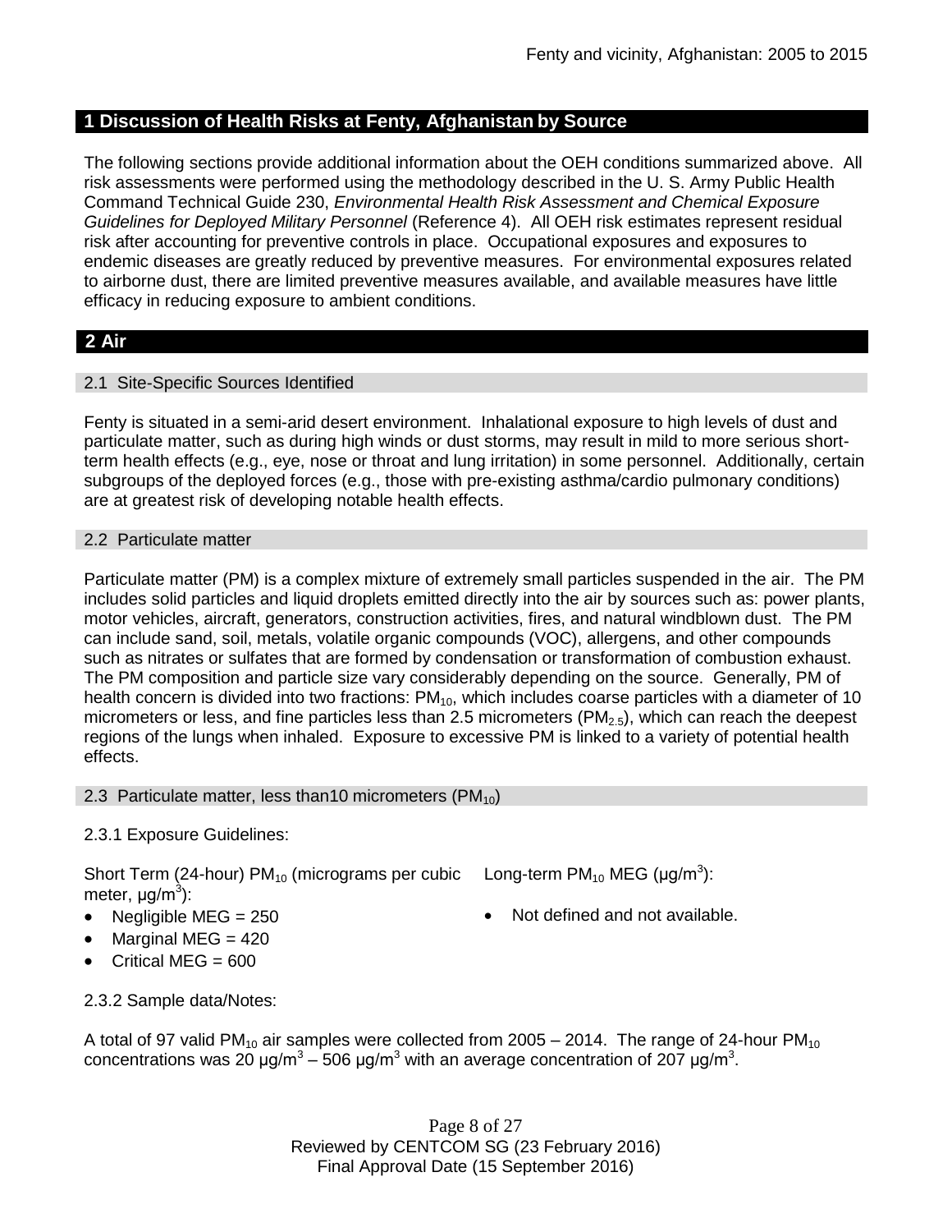## 1 Discussion of Health Risks at Fenty, Afghanistan by Source

The following sections provide additional information about the OEH conditions summarized above. All risk assessments were performed using the methodology described in the U. S. Army Public Health Command Technical Guide 230, *Environmental Health Risk Assessment and Chemical Exposure Guidelines for Deployed Military Personnel* (Reference 4). All OEH risk estimates represent residual risk after accounting for preventive controls in place. Occupational exposures and exposures to endemic diseases are greatly reduced by preventive measures. For environmental exposures related to airborne dust, there are limited preventive measures available, and available measures have little efficacy in reducing exposure to ambient conditions.

## 2 Air

### 2.1 Site-Specific Sources Identified

Fenty is situated in a semi-arid desert environment. Inhalational exposure to high levels of dust and particulate matter, such as during high winds or dust storms, may result in mild to more serious short-term health effects (e.g., eye, nose or throat and lung irritation) in some personnel. Additionally, certain subgroups of the deployed forces (e.g., those with pre-existing asthma/cardio pulmonary conditions) are at greatest risk of developing notable health effects.

### 2.2 Particulate matter

Particulate matter (PM) is a complex mixture of extremely small particles suspended in the air. The PM includes solid particles and liquid droplets emitted directly into the air by sources such as: power plants, motor vehicles, aircraft, generators, construction activities, fires, and natural windblown dust. The PM can include sand, soil, metals, volatile organic compounds (VOC), allergens, and other compounds such as nitrates or sulfates that are formed by condensation or transformation of combustion exhaust. The PM composition and particle size vary considerably depending on the source. Generally, PM of health concern is divided into two fractions: $PM_{10}$, which includes coarse particles with a diameter of 10 micrometers or less, and fine particles less than 2.5 micrometers ($PM_{2.5}$), which can reach the deepest regions of the lungs when inhaled. Exposure to excessive PM is linked to a variety of potential health effects.

### 2.3 Particulate matter, less than10 micrometers ($PM_{10}$)

2.3.1 Exposure Guidelines:

Short Term (24-hour) $PM_{10}$ (micrograms per cubic meter, µg/m$^3$):

- Negligible MEG = 250
- Marginal MEG = 420
- Critical MEG = 600

Long-term $PM_{10}$ MEG (µg/m$^3$):

- Not defined and not available.

2.3.2 Sample data/Notes:

A total of 97 valid $PM_{10}$ air samples were collected from 2005 – 2014. The range of 24-hour $PM_{10}$ concentrations was 20 µg/m$^3$ – 506 µg/m$^3$ with an average concentration of 207 µg/m$^3$.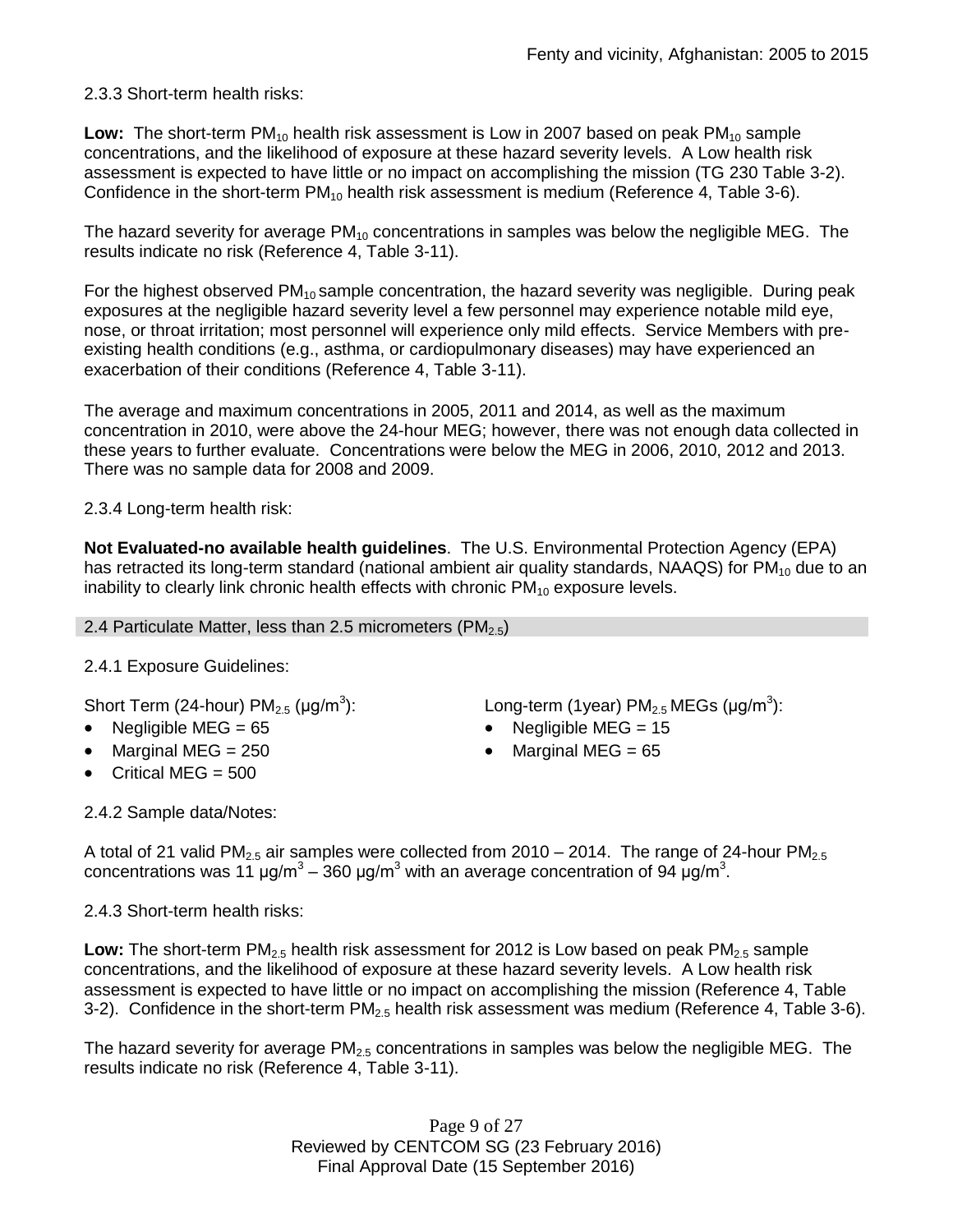2.3.3 Short-term health risks:

**Low:** The short-term $PM_{10}$ health risk assessment is Low in 2007 based on peak $PM_{10}$ sample concentrations, and the likelihood of exposure at these hazard severity levels. A Low health risk assessment is expected to have little or no impact on accomplishing the mission (TG 230 Table 3-2). Confidence in the short-term $PM_{10}$ health risk assessment is medium (Reference 4, Table 3-6).

The hazard severity for average $PM_{10}$ concentrations in samples was below the negligible MEG. The results indicate no risk (Reference 4, Table 3-11).

For the highest observed $PM_{10}$ sample concentration, the hazard severity was negligible. During peak exposures at the negligible hazard severity level a few personnel may experience notable mild eye, nose, or throat irritation; most personnel will experience only mild effects. Service Members with pre-existing health conditions (e.g., asthma, or cardiopulmonary diseases) may have experienced an exacerbation of their conditions (Reference 4, Table 3-11).

The average and maximum concentrations in 2005, 2011 and 2014, as well as the maximum concentration in 2010, were above the 24-hour MEG; however, there was not enough data collected in these years to further evaluate. Concentrations were below the MEG in 2006, 2010, 2012 and 2013. There was no sample data for 2008 and 2009.

2.3.4 Long-term health risk:

**Not Evaluated-no available health guidelines**. The U.S. Environmental Protection Agency (EPA) has retracted its long-term standard (national ambient air quality standards, NAAQS) for $PM_{10}$ due to an inability to clearly link chronic health effects with chronic $PM_{10}$ exposure levels.

## 2.4 Particulate Matter, less than 2.5 micrometers ($PM_{2.5}$)

2.4.1 Exposure Guidelines:

Short Term (24-hour) $PM_{2.5}$ (μg/m$^3$):

- Negligible MEG = 65
- Marginal MEG = 250
- Critical MEG = 500

Long-term (1year) $PM_{2.5}$ MEGs (μg/m$^3$):

- Negligible MEG = 15
- Marginal MEG = 65

2.4.2 Sample data/Notes:

A total of 21 valid $PM_{2.5}$ air samples were collected from 2010 – 2014. The range of 24-hour $PM_{2.5}$ concentrations was 11 μg/m$^3$ – 360 μg/m$^3$ with an average concentration of 94 μg/m$^3$.

2.4.3 Short-term health risks:

**Low:** The short-term $PM_{2.5}$ health risk assessment for 2012 is Low based on peak $PM_{2.5}$ sample concentrations, and the likelihood of exposure at these hazard severity levels. A Low health risk assessment is expected to have little or no impact on accomplishing the mission (Reference 4, Table 3-2). Confidence in the short-term $PM_{2.5}$ health risk assessment was medium (Reference 4, Table 3-6).

The hazard severity for average $PM_{2.5}$ concentrations in samples was below the negligible MEG. The results indicate no risk (Reference 4, Table 3-11).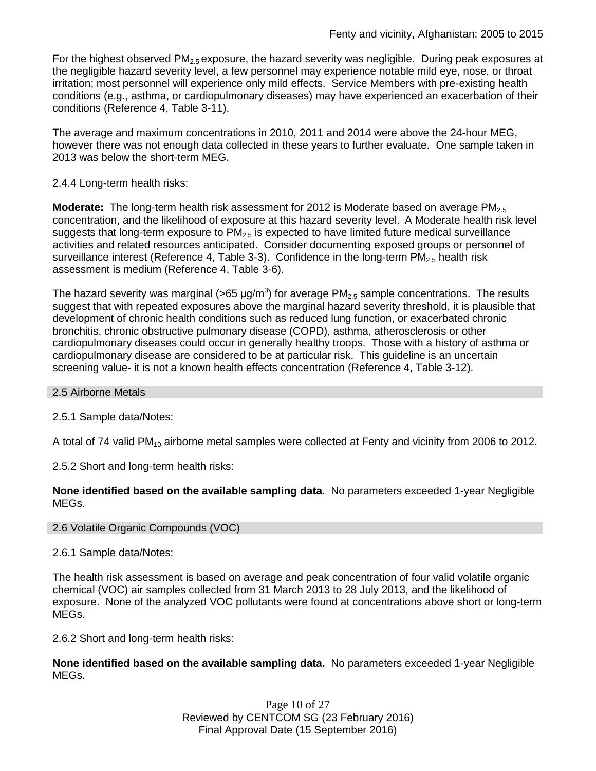For the highest observed $PM_{2.5}$ exposure, the hazard severity was negligible. During peak exposures at the negligible hazard severity level, a few personnel may experience notable mild eye, nose, or throat irritation; most personnel will experience only mild effects. Service Members with pre-existing health conditions (e.g., asthma, or cardiopulmonary diseases) may have experienced an exacerbation of their conditions (Reference 4, Table 3-11).

The average and maximum concentrations in 2010, 2011 and 2014 were above the 24-hour MEG, however there was not enough data collected in these years to further evaluate. One sample taken in 2013 was below the short-term MEG.

2.4.4 Long-term health risks:

**Moderate:** The long-term health risk assessment for 2012 is Moderate based on average $PM_{2.5}$ concentration, and the likelihood of exposure at this hazard severity level. A Moderate health risk level suggests that long-term exposure to $PM_{2.5}$ is expected to have limited future medical surveillance activities and related resources anticipated. Consider documenting exposed groups or personnel of surveillance interest (Reference 4, Table 3-3). Confidence in the long-term $PM_{2.5}$ health risk assessment is medium (Reference 4, Table 3-6).

The hazard severity was marginal (>65 μg/m$^3$) for average $PM_{2.5}$ sample concentrations. The results suggest that with repeated exposures above the marginal hazard severity threshold, it is plausible that development of chronic health conditions such as reduced lung function, or exacerbated chronic bronchitis, chronic obstructive pulmonary disease (COPD), asthma, atherosclerosis or other cardiopulmonary diseases could occur in generally healthy troops. Those with a history of asthma or cardiopulmonary disease are considered to be at particular risk. This guideline is an uncertain screening value- it is not a known health effects concentration (Reference 4, Table 3-12).

## 2.5 Airborne Metals

2.5.1 Sample data/Notes:

A total of 74 valid $PM_{10}$ airborne metal samples were collected at Fenty and vicinity from 2006 to 2012.

2.5.2 Short and long-term health risks:

**None identified based on the available sampling data.** No parameters exceeded 1-year Negligible MEGs.

## 2.6 Volatile Organic Compounds (VOC)

2.6.1 Sample data/Notes:

The health risk assessment is based on average and peak concentration of four valid volatile organic chemical (VOC) air samples collected from 31 March 2013 to 28 July 2013, and the likelihood of exposure. None of the analyzed VOC pollutants were found at concentrations above short or long-term MEGs.

2.6.2 Short and long-term health risks:

**None identified based on the available sampling data.** No parameters exceeded 1-year Negligible MEGs.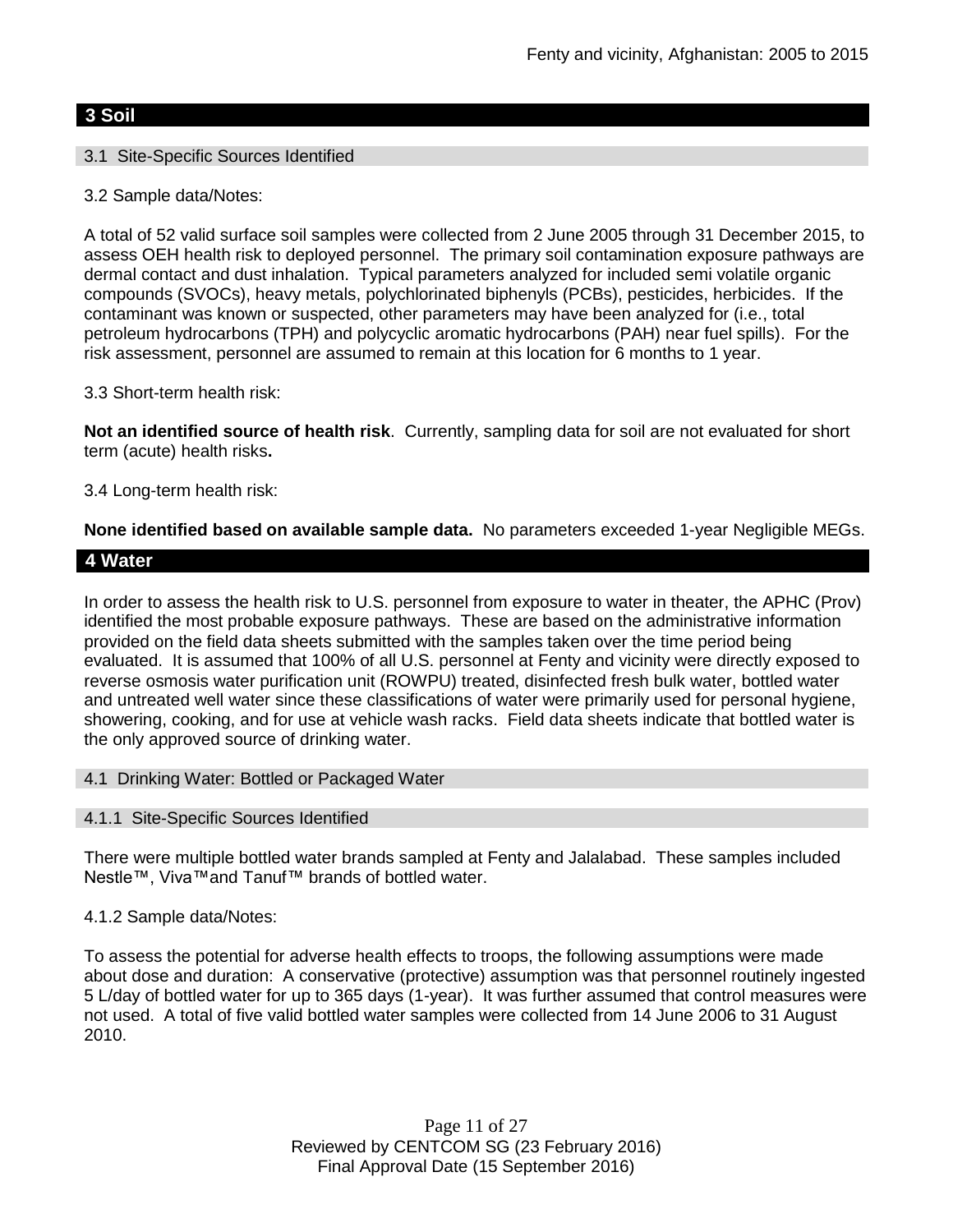## 3 Soil

### 3.1 Site-Specific Sources Identified

3.2 Sample data/Notes:

A total of 52 valid surface soil samples were collected from 2 June 2005 through 31 December 2015, to assess OEH health risk to deployed personnel. The primary soil contamination exposure pathways are dermal contact and dust inhalation. Typical parameters analyzed for included semi volatile organic compounds (SVOCs), heavy metals, polychlorinated biphenyls (PCBs), pesticides, herbicides. If the contaminant was known or suspected, other parameters may have been analyzed for (i.e., total petroleum hydrocarbons (TPH) and polycyclic aromatic hydrocarbons (PAH) near fuel spills). For the risk assessment, personnel are assumed to remain at this location for 6 months to 1 year.

3.3 Short-term health risk:

**Not an identified source of health risk**. Currently, sampling data for soil are not evaluated for short term (acute) health risks**.**

3.4 Long-term health risk:

**None identified based on available sample data.** No parameters exceeded 1-year Negligible MEGs.

## 4 Water

In order to assess the health risk to U.S. personnel from exposure to water in theater, the APHC (Prov) identified the most probable exposure pathways. These are based on the administrative information provided on the field data sheets submitted with the samples taken over the time period being evaluated. It is assumed that 100% of all U.S. personnel at Fenty and vicinity were directly exposed to reverse osmosis water purification unit (ROWPU) treated, disinfected fresh bulk water, bottled water and untreated well water since these classifications of water were primarily used for personal hygiene, showering, cooking, and for use at vehicle wash racks. Field data sheets indicate that bottled water is the only approved source of drinking water.

### 4.1 Drinking Water: Bottled or Packaged Water

#### 4.1.1 Site-Specific Sources Identified

There were multiple bottled water brands sampled at Fenty and Jalalabad. These samples included Nestle™, Viva™and Tanuf™ brands of bottled water.

4.1.2 Sample data/Notes:

To assess the potential for adverse health effects to troops, the following assumptions were made about dose and duration: A conservative (protective) assumption was that personnel routinely ingested 5 L/day of bottled water for up to 365 days (1-year). It was further assumed that control measures were not used. A total of five valid bottled water samples were collected from 14 June 2006 to 31 August 2010.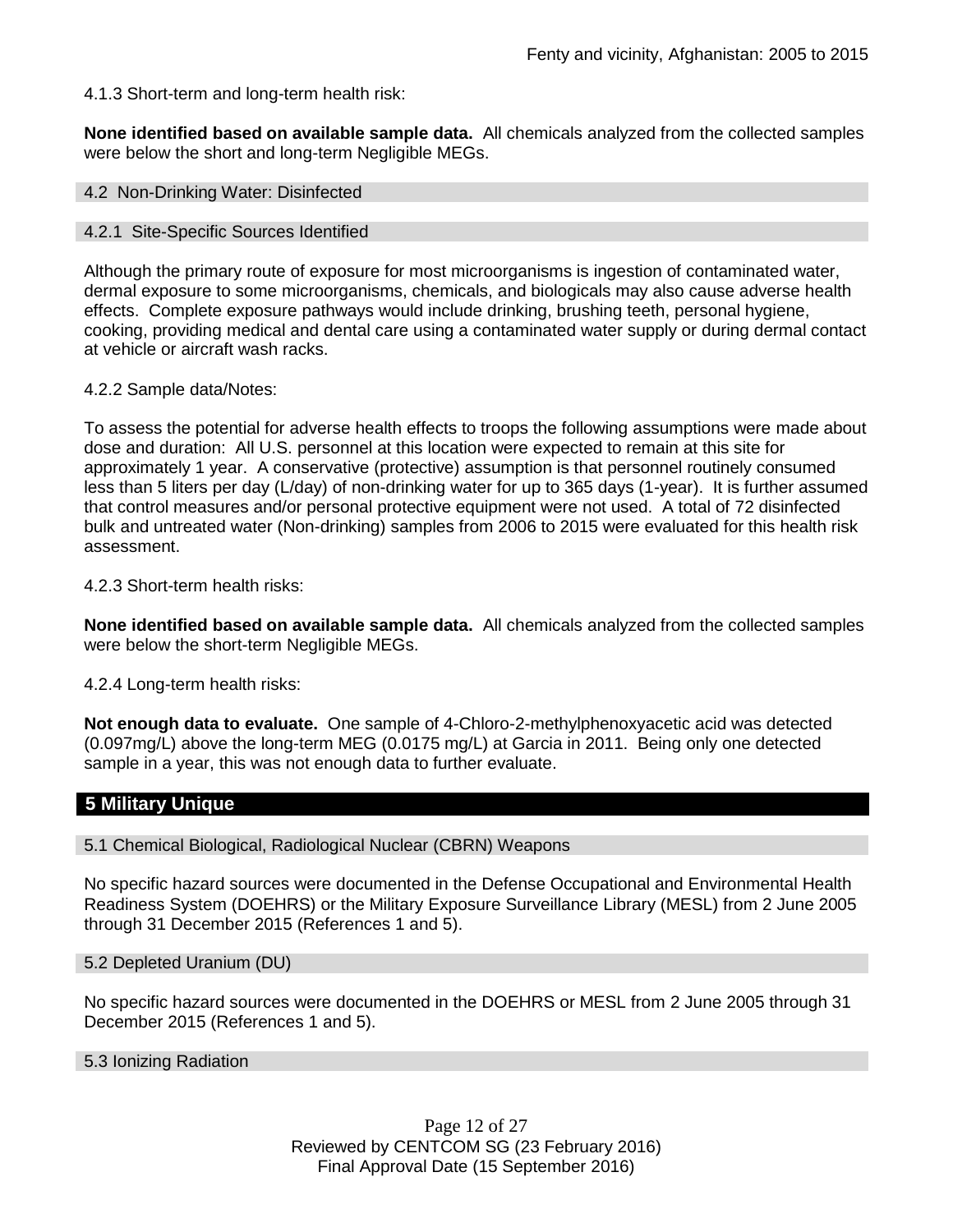4.1.3 Short-term and long-term health risk:

**None identified based on available sample data.** All chemicals analyzed from the collected samples were below the short and long-term Negligible MEGs.

### 4.2 Non-Drinking Water: Disinfected

#### 4.2.1 Site-Specific Sources Identified

Although the primary route of exposure for most microorganisms is ingestion of contaminated water, dermal exposure to some microorganisms, chemicals, and biologicals may also cause adverse health effects. Complete exposure pathways would include drinking, brushing teeth, personal hygiene, cooking, providing medical and dental care using a contaminated water supply or during dermal contact at vehicle or aircraft wash racks.

4.2.2 Sample data/Notes:

To assess the potential for adverse health effects to troops the following assumptions were made about dose and duration: All U.S. personnel at this location were expected to remain at this site for approximately 1 year. A conservative (protective) assumption is that personnel routinely consumed less than 5 liters per day (L/day) of non-drinking water for up to 365 days (1-year). It is further assumed that control measures and/or personal protective equipment were not used. A total of 72 disinfected bulk and untreated water (Non-drinking) samples from 2006 to 2015 were evaluated for this health risk assessment.

4.2.3 Short-term health risks:

**None identified based on available sample data.** All chemicals analyzed from the collected samples were below the short-term Negligible MEGs.

4.2.4 Long-term health risks:

**Not enough data to evaluate.** One sample of 4-Chloro-2-methylphenoxyacetic acid was detected (0.097mg/L) above the long-term MEG (0.0175 mg/L) at Garcia in 2011. Being only one detected sample in a year, this was not enough data to further evaluate.

## 5 Military Unique

### 5.1 Chemical Biological, Radiological Nuclear (CBRN) Weapons

No specific hazard sources were documented in the Defense Occupational and Environmental Health Readiness System (DOEHRS) or the Military Exposure Surveillance Library (MESL) from 2 June 2005 through 31 December 2015 (References 1 and 5).

### 5.2 Depleted Uranium (DU)

No specific hazard sources were documented in the DOEHRS or MESL from 2 June 2005 through 31 December 2015 (References 1 and 5).

### 5.3 Ionizing Radiation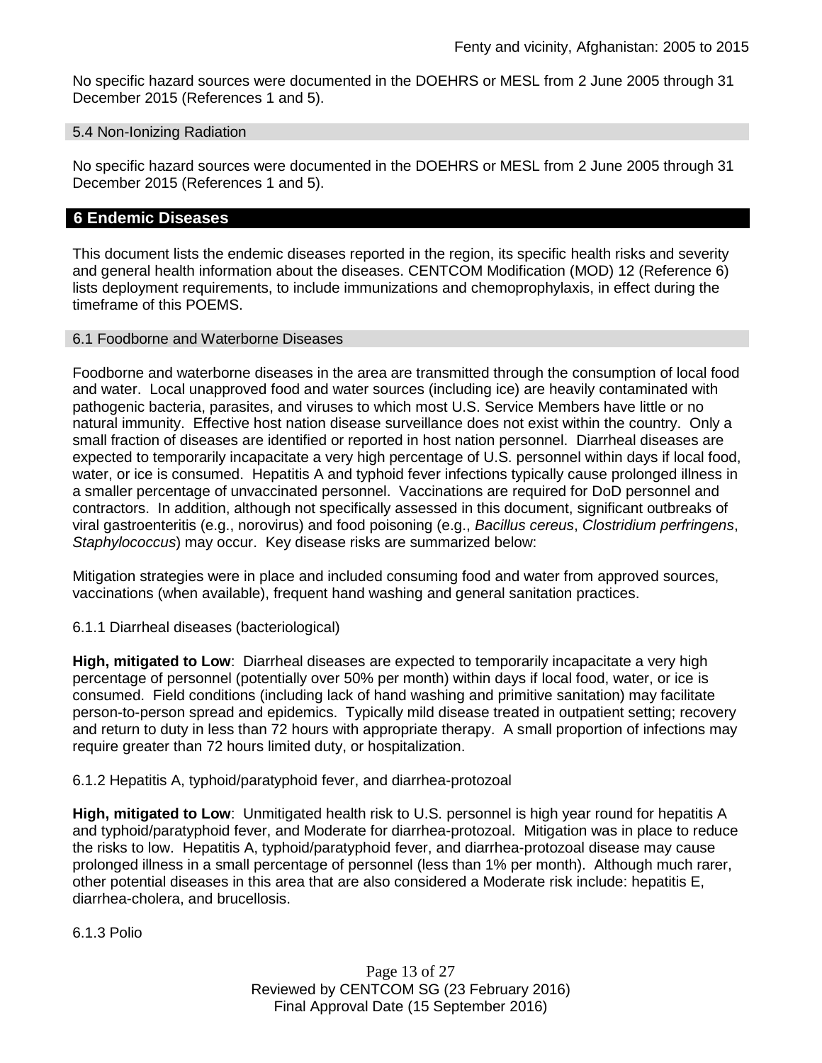No specific hazard sources were documented in the DOEHRS or MESL from 2 June 2005 through 31 December 2015 (References 1 and 5).

### 5.4 Non-Ionizing Radiation

No specific hazard sources were documented in the DOEHRS or MESL from 2 June 2005 through 31 December 2015 (References 1 and 5).

## 6 Endemic Diseases

This document lists the endemic diseases reported in the region, its specific health risks and severity and general health information about the diseases. CENTCOM Modification (MOD) 12 (Reference 6) lists deployment requirements, to include immunizations and chemoprophylaxis, in effect during the timeframe of this POEMS.

### 6.1 Foodborne and Waterborne Diseases

Foodborne and waterborne diseases in the area are transmitted through the consumption of local food and water. Local unapproved food and water sources (including ice) are heavily contaminated with pathogenic bacteria, parasites, and viruses to which most U.S. Service Members have little or no natural immunity. Effective host nation disease surveillance does not exist within the country. Only a small fraction of diseases are identified or reported in host nation personnel. Diarrheal diseases are expected to temporarily incapacitate a very high percentage of U.S. personnel within days if local food, water, or ice is consumed. Hepatitis A and typhoid fever infections typically cause prolonged illness in a smaller percentage of unvaccinated personnel. Vaccinations are required for DoD personnel and contractors. In addition, although not specifically assessed in this document, significant outbreaks of viral gastroenteritis (e.g., norovirus) and food poisoning (e.g., *Bacillus cereus*, *Clostridium perfringens*, *Staphylococcus*) may occur. Key disease risks are summarized below:

Mitigation strategies were in place and included consuming food and water from approved sources, vaccinations (when available), frequent hand washing and general sanitation practices.

6.1.1 Diarrheal diseases (bacteriological)

**High, mitigated to Low**: Diarrheal diseases are expected to temporarily incapacitate a very high percentage of personnel (potentially over 50% per month) within days if local food, water, or ice is consumed. Field conditions (including lack of hand washing and primitive sanitation) may facilitate person-to-person spread and epidemics. Typically mild disease treated in outpatient setting; recovery and return to duty in less than 72 hours with appropriate therapy. A small proportion of infections may require greater than 72 hours limited duty, or hospitalization.

6.1.2 Hepatitis A, typhoid/paratyphoid fever, and diarrhea-protozoal

**High, mitigated to Low**: Unmitigated health risk to U.S. personnel is high year round for hepatitis A and typhoid/paratyphoid fever, and Moderate for diarrhea-protozoal. Mitigation was in place to reduce the risks to low. Hepatitis A, typhoid/paratyphoid fever, and diarrhea-protozoal disease may cause prolonged illness in a small percentage of personnel (less than 1% per month). Although much rarer, other potential diseases in this area that are also considered a Moderate risk include: hepatitis E, diarrhea-cholera, and brucellosis.

6.1.3 Polio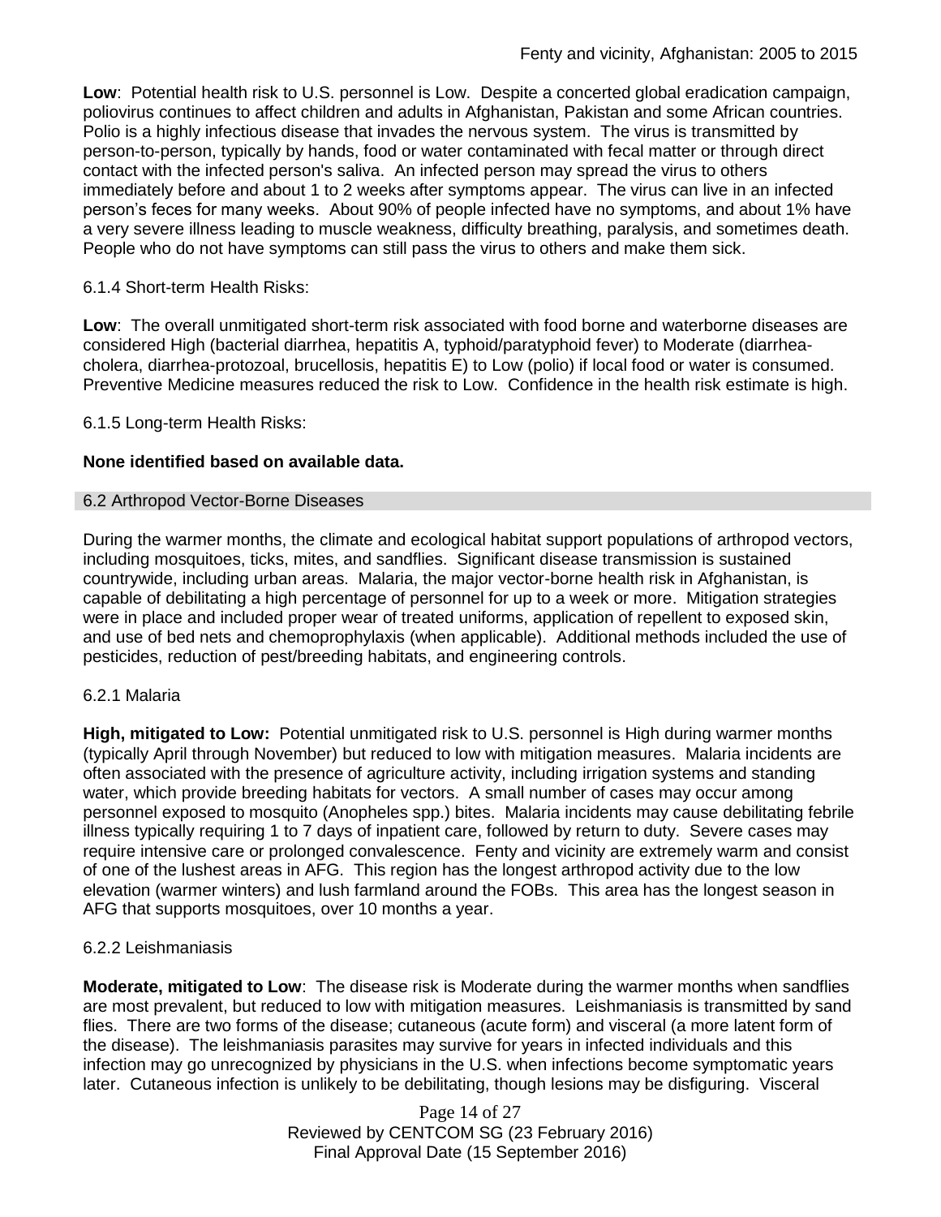**Low**: Potential health risk to U.S. personnel is Low. Despite a concerted global eradication campaign, poliovirus continues to affect children and adults in Afghanistan, Pakistan and some African countries. Polio is a highly infectious disease that invades the nervous system. The virus is transmitted by person-to-person, typically by hands, food or water contaminated with fecal matter or through direct contact with the infected person's saliva. An infected person may spread the virus to others immediately before and about 1 to 2 weeks after symptoms appear. The virus can live in an infected person's feces for many weeks. About 90% of people infected have no symptoms, and about 1% have a very severe illness leading to muscle weakness, difficulty breathing, paralysis, and sometimes death. People who do not have symptoms can still pass the virus to others and make them sick.

6.1.4 Short-term Health Risks:

**Low**: The overall unmitigated short-term risk associated with food borne and waterborne diseases are considered High (bacterial diarrhea, hepatitis A, typhoid/paratyphoid fever) to Moderate (diarrhea-cholera, diarrhea-protozoal, brucellosis, hepatitis E) to Low (polio) if local food or water is consumed. Preventive Medicine measures reduced the risk to Low. Confidence in the health risk estimate is high.

6.1.5 Long-term Health Risks:

**None identified based on available data.**

## 6.2 Arthropod Vector-Borne Diseases

During the warmer months, the climate and ecological habitat support populations of arthropod vectors, including mosquitoes, ticks, mites, and sandflies. Significant disease transmission is sustained countrywide, including urban areas. Malaria, the major vector-borne health risk in Afghanistan, is capable of debilitating a high percentage of personnel for up to a week or more. Mitigation strategies were in place and included proper wear of treated uniforms, application of repellent to exposed skin, and use of bed nets and chemoprophylaxis (when applicable). Additional methods included the use of pesticides, reduction of pest/breeding habitats, and engineering controls.

6.2.1 Malaria

**High, mitigated to Low:** Potential unmitigated risk to U.S. personnel is High during warmer months (typically April through November) but reduced to low with mitigation measures. Malaria incidents are often associated with the presence of agriculture activity, including irrigation systems and standing water, which provide breeding habitats for vectors. A small number of cases may occur among personnel exposed to mosquito (Anopheles spp.) bites. Malaria incidents may cause debilitating febrile illness typically requiring 1 to 7 days of inpatient care, followed by return to duty. Severe cases may require intensive care or prolonged convalescence. Fenty and vicinity are extremely warm and consist of one of the lushest areas in AFG. This region has the longest arthropod activity due to the low elevation (warmer winters) and lush farmland around the FOBs. This area has the longest season in AFG that supports mosquitoes, over 10 months a year.

6.2.2 Leishmaniasis

**Moderate, mitigated to Low**: The disease risk is Moderate during the warmer months when sandflies are most prevalent, but reduced to low with mitigation measures. Leishmaniasis is transmitted by sand flies. There are two forms of the disease; cutaneous (acute form) and visceral (a more latent form of the disease). The leishmaniasis parasites may survive for years in infected individuals and this infection may go unrecognized by physicians in the U.S. when infections become symptomatic years later. Cutaneous infection is unlikely to be debilitating, though lesions may be disfiguring. Visceral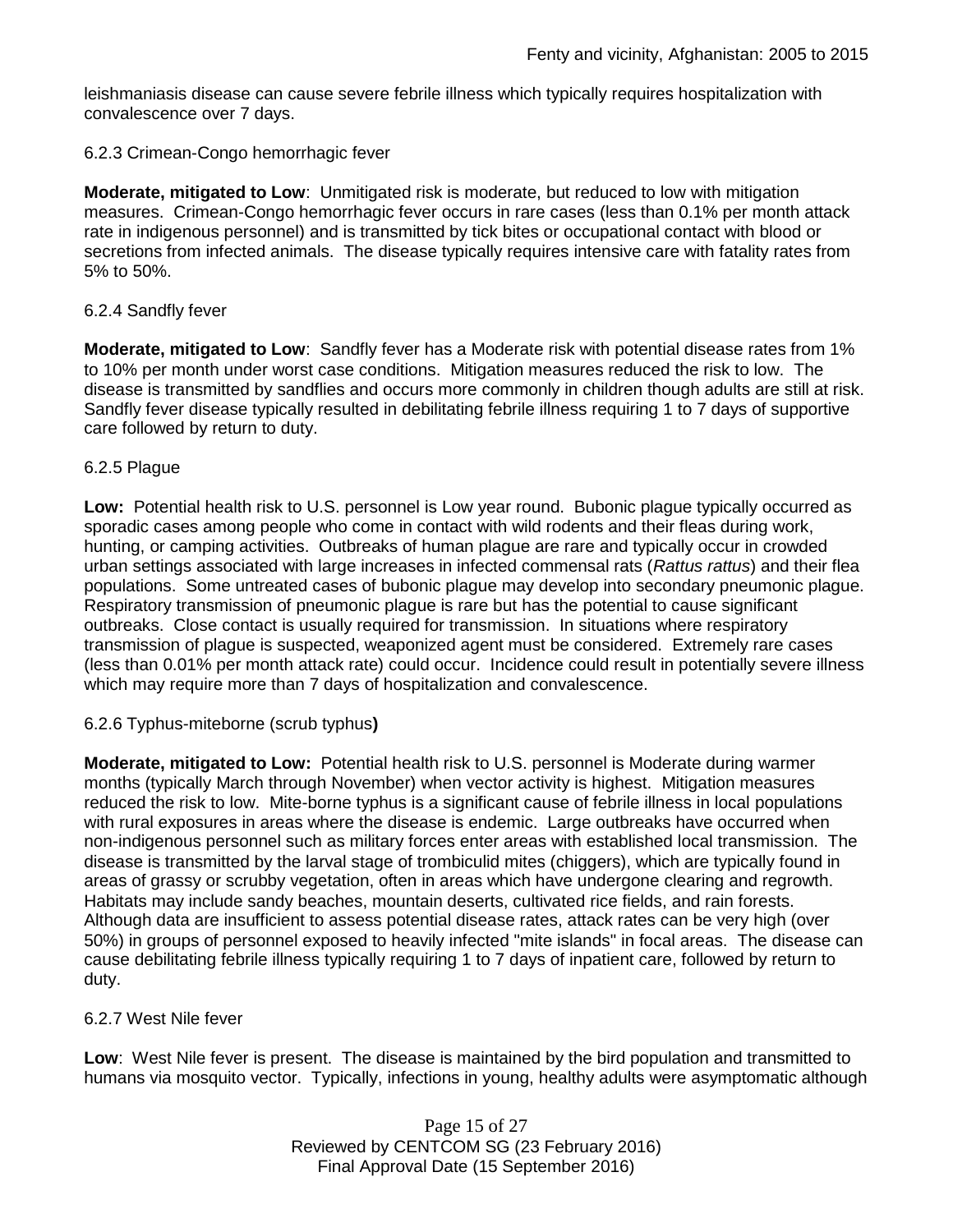leishmaniasis disease can cause severe febrile illness which typically requires hospitalization with convalescence over 7 days.

6.2.3 Crimean-Congo hemorrhagic fever

**Moderate, mitigated to Low**: Unmitigated risk is moderate, but reduced to low with mitigation measures. Crimean-Congo hemorrhagic fever occurs in rare cases (less than 0.1% per month attack rate in indigenous personnel) and is transmitted by tick bites or occupational contact with blood or secretions from infected animals. The disease typically requires intensive care with fatality rates from 5% to 50%.

6.2.4 Sandfly fever

**Moderate, mitigated to Low**: Sandfly fever has a Moderate risk with potential disease rates from 1% to 10% per month under worst case conditions. Mitigation measures reduced the risk to low. The disease is transmitted by sandflies and occurs more commonly in children though adults are still at risk. Sandfly fever disease typically resulted in debilitating febrile illness requiring 1 to 7 days of supportive care followed by return to duty.

6.2.5 Plague

**Low:** Potential health risk to U.S. personnel is Low year round. Bubonic plague typically occurred as sporadic cases among people who come in contact with wild rodents and their fleas during work, hunting, or camping activities. Outbreaks of human plague are rare and typically occur in crowded urban settings associated with large increases in infected commensal rats (*Rattus rattus*) and their flea populations. Some untreated cases of bubonic plague may develop into secondary pneumonic plague. Respiratory transmission of pneumonic plague is rare but has the potential to cause significant outbreaks. Close contact is usually required for transmission. In situations where respiratory transmission of plague is suspected, weaponized agent must be considered. Extremely rare cases (less than 0.01% per month attack rate) could occur. Incidence could result in potentially severe illness which may require more than 7 days of hospitalization and convalescence.

6.2.6 Typhus-miteborne (scrub typhus**)**

**Moderate, mitigated to Low:** Potential health risk to U.S. personnel is Moderate during warmer months (typically March through November) when vector activity is highest. Mitigation measures reduced the risk to low. Mite-borne typhus is a significant cause of febrile illness in local populations with rural exposures in areas where the disease is endemic. Large outbreaks have occurred when non-indigenous personnel such as military forces enter areas with established local transmission. The disease is transmitted by the larval stage of trombiculid mites (chiggers), which are typically found in areas of grassy or scrubby vegetation, often in areas which have undergone clearing and regrowth. Habitats may include sandy beaches, mountain deserts, cultivated rice fields, and rain forests. Although data are insufficient to assess potential disease rates, attack rates can be very high (over 50%) in groups of personnel exposed to heavily infected "mite islands" in focal areas. The disease can cause debilitating febrile illness typically requiring 1 to 7 days of inpatient care, followed by return to duty.

6.2.7 West Nile fever

**Low**: West Nile fever is present. The disease is maintained by the bird population and transmitted to humans via mosquito vector. Typically, infections in young, healthy adults were asymptomatic although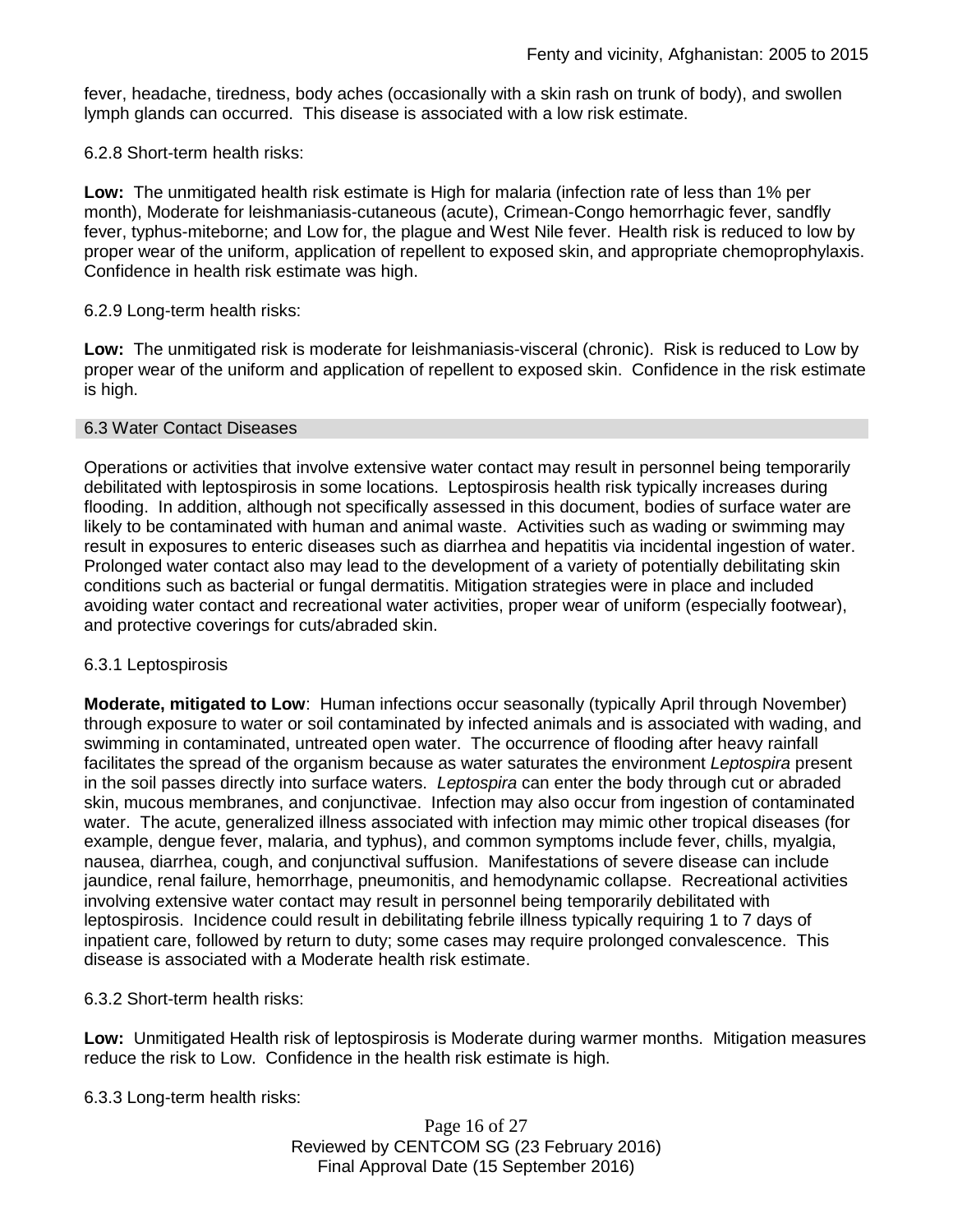fever, headache, tiredness, body aches (occasionally with a skin rash on trunk of body), and swollen lymph glands can occurred. This disease is associated with a low risk estimate.

6.2.8 Short-term health risks:

**Low:** The unmitigated health risk estimate is High for malaria (infection rate of less than 1% per month), Moderate for leishmaniasis-cutaneous (acute), Crimean-Congo hemorrhagic fever, sandfly fever, typhus-miteborne; and Low for, the plague and West Nile fever. Health risk is reduced to low by proper wear of the uniform, application of repellent to exposed skin, and appropriate chemoprophylaxis. Confidence in health risk estimate was high.

6.2.9 Long-term health risks:

**Low:** The unmitigated risk is moderate for leishmaniasis-visceral (chronic). Risk is reduced to Low by proper wear of the uniform and application of repellent to exposed skin. Confidence in the risk estimate is high.

## 6.3 Water Contact Diseases

Operations or activities that involve extensive water contact may result in personnel being temporarily debilitated with leptospirosis in some locations. Leptospirosis health risk typically increases during flooding. In addition, although not specifically assessed in this document, bodies of surface water are likely to be contaminated with human and animal waste. Activities such as wading or swimming may result in exposures to enteric diseases such as diarrhea and hepatitis via incidental ingestion of water. Prolonged water contact also may lead to the development of a variety of potentially debilitating skin conditions such as bacterial or fungal dermatitis. Mitigation strategies were in place and included avoiding water contact and recreational water activities, proper wear of uniform (especially footwear), and protective coverings for cuts/abraded skin.

6.3.1 Leptospirosis

**Moderate, mitigated to Low**: Human infections occur seasonally (typically April through November) through exposure to water or soil contaminated by infected animals and is associated with wading, and swimming in contaminated, untreated open water. The occurrence of flooding after heavy rainfall facilitates the spread of the organism because as water saturates the environment *Leptospira* present in the soil passes directly into surface waters. *Leptospira* can enter the body through cut or abraded skin, mucous membranes, and conjunctivae. Infection may also occur from ingestion of contaminated water. The acute, generalized illness associated with infection may mimic other tropical diseases (for example, dengue fever, malaria, and typhus), and common symptoms include fever, chills, myalgia, nausea, diarrhea, cough, and conjunctival suffusion. Manifestations of severe disease can include jaundice, renal failure, hemorrhage, pneumonitis, and hemodynamic collapse. Recreational activities involving extensive water contact may result in personnel being temporarily debilitated with leptospirosis. Incidence could result in debilitating febrile illness typically requiring 1 to 7 days of inpatient care, followed by return to duty; some cases may require prolonged convalescence. This disease is associated with a Moderate health risk estimate.

6.3.2 Short-term health risks:

**Low:** Unmitigated Health risk of leptospirosis is Moderate during warmer months. Mitigation measures reduce the risk to Low. Confidence in the health risk estimate is high.

6.3.3 Long-term health risks: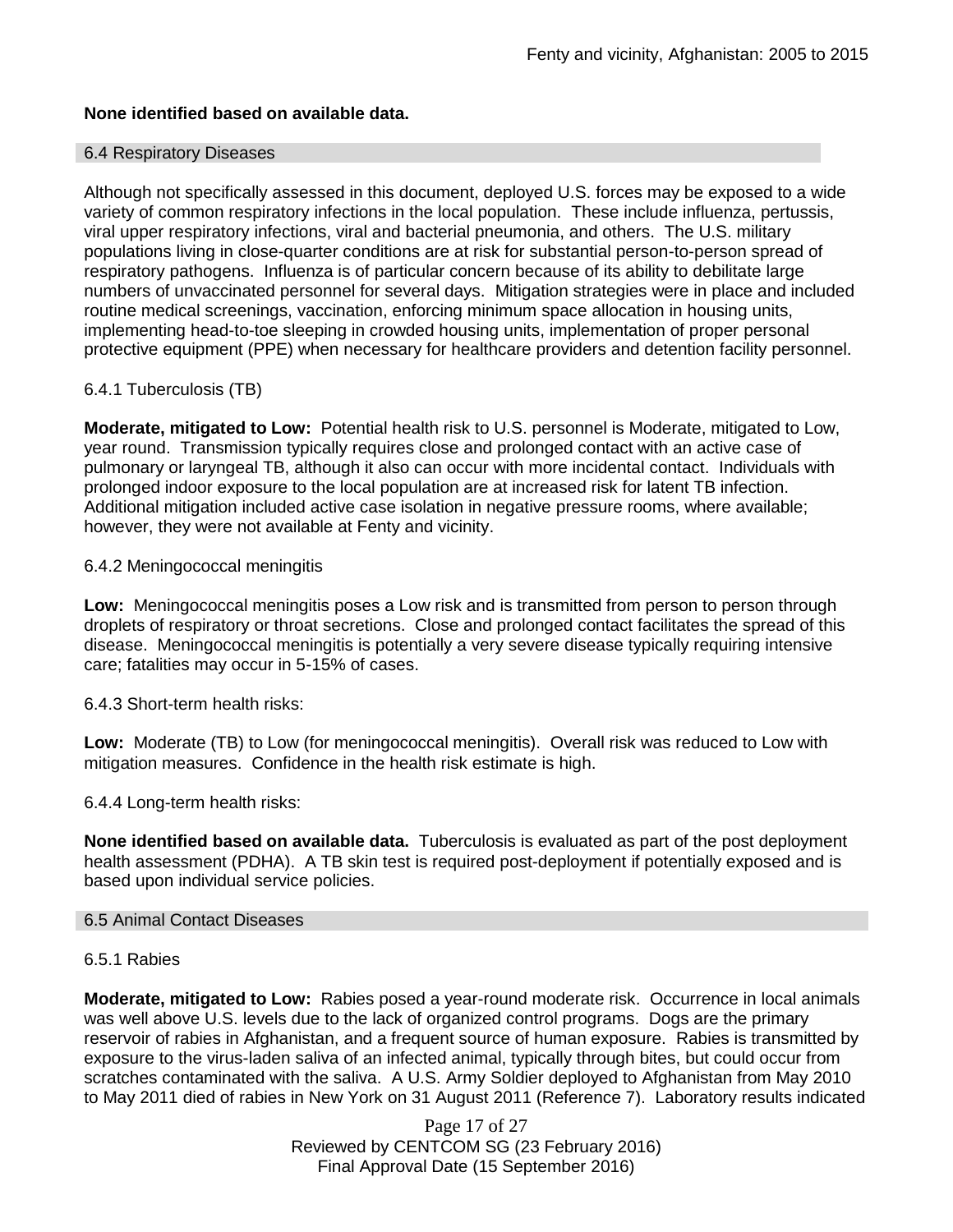**None identified based on available data.**

## 6.4 Respiratory Diseases

Although not specifically assessed in this document, deployed U.S. forces may be exposed to a wide variety of common respiratory infections in the local population. These include influenza, pertussis, viral upper respiratory infections, viral and bacterial pneumonia, and others. The U.S. military populations living in close-quarter conditions are at risk for substantial person-to-person spread of respiratory pathogens. Influenza is of particular concern because of its ability to debilitate large numbers of unvaccinated personnel for several days. Mitigation strategies were in place and included routine medical screenings, vaccination, enforcing minimum space allocation in housing units, implementing head-to-toe sleeping in crowded housing units, implementation of proper personal protective equipment (PPE) when necessary for healthcare providers and detention facility personnel.

### 6.4.1 Tuberculosis (TB)

**Moderate, mitigated to Low:** Potential health risk to U.S. personnel is Moderate, mitigated to Low, year round. Transmission typically requires close and prolonged contact with an active case of pulmonary or laryngeal TB, although it also can occur with more incidental contact. Individuals with prolonged indoor exposure to the local population are at increased risk for latent TB infection. Additional mitigation included active case isolation in negative pressure rooms, where available; however, they were not available at Fenty and vicinity.

### 6.4.2 Meningococcal meningitis

**Low:** Meningococcal meningitis poses a Low risk and is transmitted from person to person through droplets of respiratory or throat secretions. Close and prolonged contact facilitates the spread of this disease. Meningococcal meningitis is potentially a very severe disease typically requiring intensive care; fatalities may occur in 5-15% of cases.

### 6.4.3 Short-term health risks:

**Low:** Moderate (TB) to Low (for meningococcal meningitis). Overall risk was reduced to Low with mitigation measures. Confidence in the health risk estimate is high.

### 6.4.4 Long-term health risks:

**None identified based on available data.** Tuberculosis is evaluated as part of the post deployment health assessment (PDHA). A TB skin test is required post-deployment if potentially exposed and is based upon individual service policies.

## 6.5 Animal Contact Diseases

### 6.5.1 Rabies

**Moderate, mitigated to Low:** Rabies posed a year-round moderate risk. Occurrence in local animals was well above U.S. levels due to the lack of organized control programs. Dogs are the primary reservoir of rabies in Afghanistan, and a frequent source of human exposure. Rabies is transmitted by exposure to the virus-laden saliva of an infected animal, typically through bites, but could occur from scratches contaminated with the saliva. A U.S. Army Soldier deployed to Afghanistan from May 2010 to May 2011 died of rabies in New York on 31 August 2011 (Reference 7). Laboratory results indicated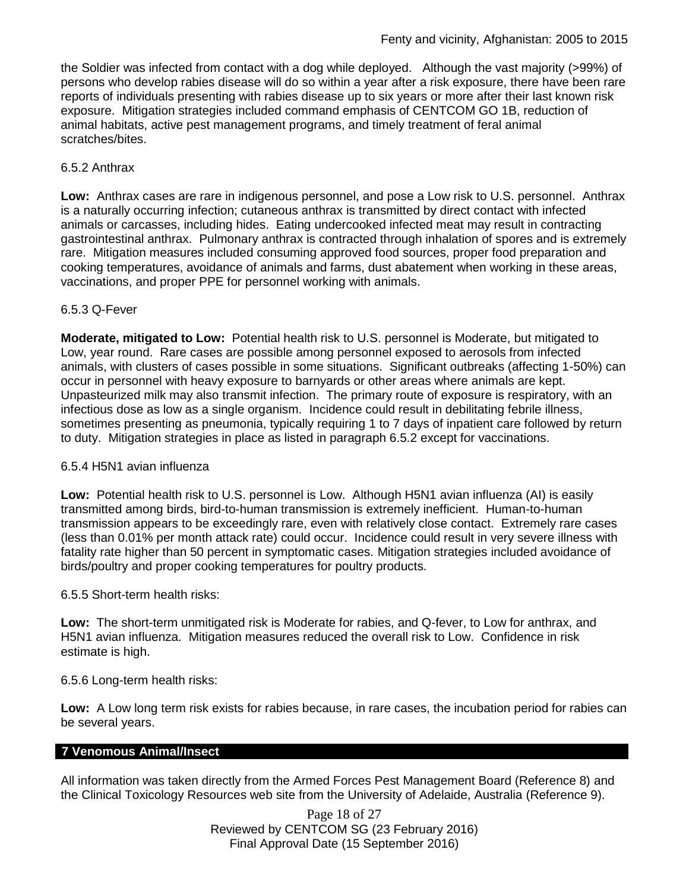the Soldier was infected from contact with a dog while deployed. Although the vast majority (>99%) of persons who develop rabies disease will do so within a year after a risk exposure, there have been rare reports of individuals presenting with rabies disease up to six years or more after their last known risk exposure. Mitigation strategies included command emphasis of CENTCOM GO 1B, reduction of animal habitats, active pest management programs, and timely treatment of feral animal scratches/bites.

#### 6.5.2 Anthrax

**Low:** Anthrax cases are rare in indigenous personnel, and pose a Low risk to U.S. personnel. Anthrax is a naturally occurring infection; cutaneous anthrax is transmitted by direct contact with infected animals or carcasses, including hides. Eating undercooked infected meat may result in contracting gastrointestinal anthrax. Pulmonary anthrax is contracted through inhalation of spores and is extremely rare. Mitigation measures included consuming approved food sources, proper food preparation and cooking temperatures, avoidance of animals and farms, dust abatement when working in these areas, vaccinations, and proper PPE for personnel working with animals.

#### 6.5.3 Q-Fever

**Moderate, mitigated to Low:** Potential health risk to U.S. personnel is Moderate, but mitigated to Low, year round. Rare cases are possible among personnel exposed to aerosols from infected animals, with clusters of cases possible in some situations. Significant outbreaks (affecting 1-50%) can occur in personnel with heavy exposure to barnyards or other areas where animals are kept. Unpasteurized milk may also transmit infection. The primary route of exposure is respiratory, with an infectious dose as low as a single organism. Incidence could result in debilitating febrile illness, sometimes presenting as pneumonia, typically requiring 1 to 7 days of inpatient care followed by return to duty. Mitigation strategies in place as listed in paragraph 6.5.2 except for vaccinations.

#### 6.5.4 H5N1 avian influenza

**Low:** Potential health risk to U.S. personnel is Low. Although H5N1 avian influenza (AI) is easily transmitted among birds, bird-to-human transmission is extremely inefficient. Human-to-human transmission appears to be exceedingly rare, even with relatively close contact. Extremely rare cases (less than 0.01% per month attack rate) could occur. Incidence could result in very severe illness with fatality rate higher than 50 percent in symptomatic cases. Mitigation strategies included avoidance of birds/poultry and proper cooking temperatures for poultry products.

#### 6.5.5 Short-term health risks:

**Low:** The short-term unmitigated risk is Moderate for rabies, and Q-fever, to Low for anthrax, and H5N1 avian influenza. Mitigation measures reduced the overall risk to Low. Confidence in risk estimate is high.

#### 6.5.6 Long-term health risks:

**Low:** A Low long term risk exists for rabies because, in rare cases, the incubation period for rabies can be several years.

## 7 Venomous Animal/Insect

All information was taken directly from the Armed Forces Pest Management Board (Reference 8) and the Clinical Toxicology Resources web site from the University of Adelaide, Australia (Reference 9).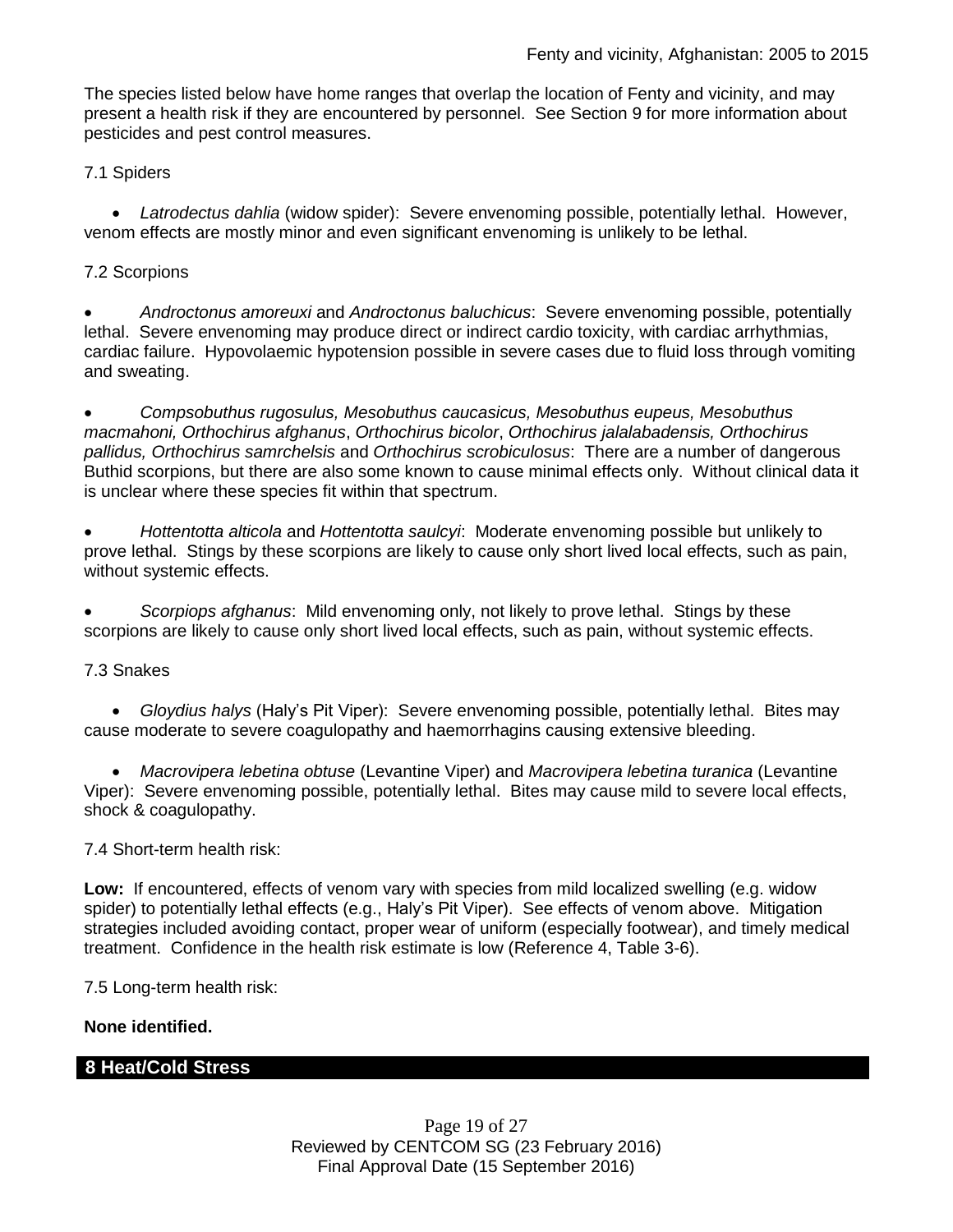The species listed below have home ranges that overlap the location of Fenty and vicinity, and may present a health risk if they are encountered by personnel. See Section 9 for more information about pesticides and pest control measures.

7.1 Spiders

- *Latrodectus dahlia* (widow spider): Severe envenoming possible, potentially lethal. However, venom effects are mostly minor and even significant envenoming is unlikely to be lethal.

7.2 Scorpions

- *Androctonus amoreuxi* and *Androctonus baluchicus*: Severe envenoming possible, potentially lethal. Severe envenoming may produce direct or indirect cardio toxicity, with cardiac arrhythmias, cardiac failure. Hypovolaemic hypotension possible in severe cases due to fluid loss through vomiting and sweating.

- *Compsobuthus rugosulus, Mesobuthus caucasicus, Mesobuthus eupeus, Mesobuthus macmahoni, Orthochirus afghanus*, *Orthochirus bicolor*, *Orthochirus jalalabadensis, Orthochirus pallidus, Orthochirus samrchelsis* and *Orthochirus scrobiculosus*: There are a number of dangerous Buthid scorpions, but there are also some known to cause minimal effects only. Without clinical data it is unclear where these species fit within that spectrum.

- *Hottentotta alticola* and *Hottentotta saulcyi*: Moderate envenoming possible but unlikely to prove lethal. Stings by these scorpions are likely to cause only short lived local effects, such as pain, without systemic effects.

- *Scorpiops afghanus*: Mild envenoming only, not likely to prove lethal. Stings by these scorpions are likely to cause only short lived local effects, such as pain, without systemic effects.

7.3 Snakes

- *Gloydius halys* (Haly's Pit Viper): Severe envenoming possible, potentially lethal. Bites may cause moderate to severe coagulopathy and haemorrhagins causing extensive bleeding.

- *Macrovipera lebetina obtuse* (Levantine Viper) and *Macrovipera lebetina turanica* (Levantine Viper): Severe envenoming possible, potentially lethal. Bites may cause mild to severe local effects, shock & coagulopathy.

7.4 Short-term health risk:

**Low:** If encountered, effects of venom vary with species from mild localized swelling (e.g. widow spider) to potentially lethal effects (e.g., Haly's Pit Viper). See effects of venom above. Mitigation strategies included avoiding contact, proper wear of uniform (especially footwear), and timely medical treatment. Confidence in the health risk estimate is low (Reference 4, Table 3-6).

7.5 Long-term health risk:

**None identified.**

## 8 Heat/Cold Stress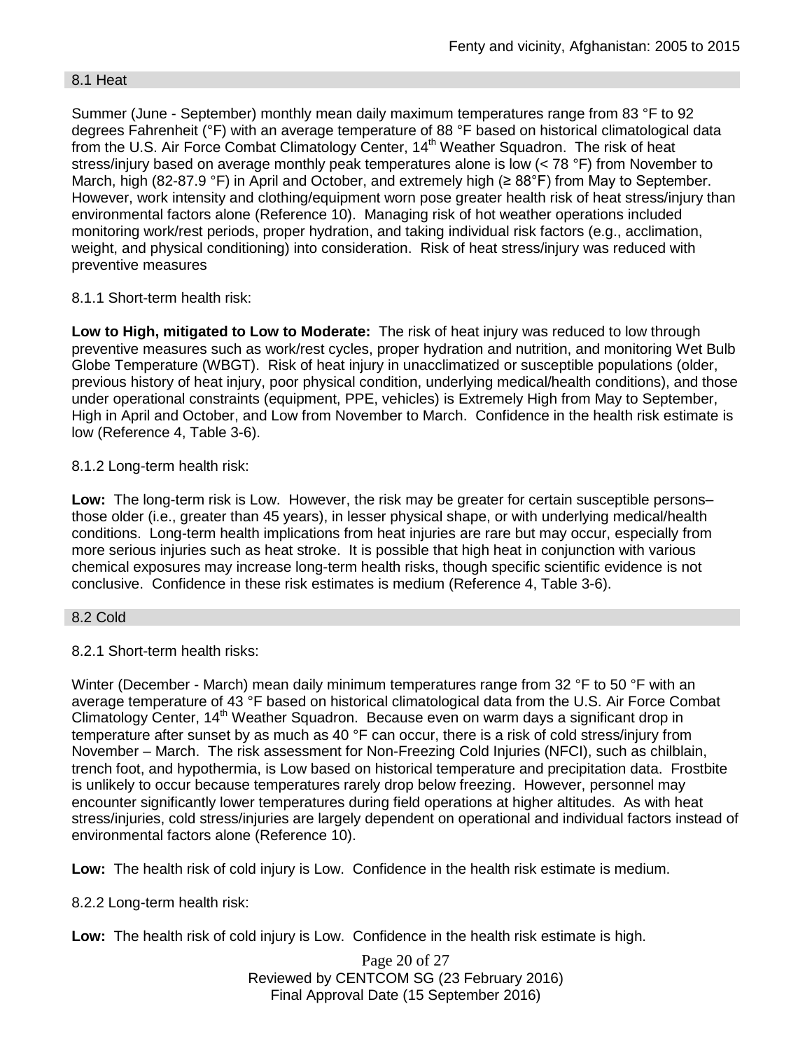### 8.1 Heat

Summer (June - September) monthly mean daily maximum temperatures range from 83 °F to 92 degrees Fahrenheit (°F) with an average temperature of 88 °F based on historical climatological data from the U.S. Air Force Combat Climatology Center, 14th Weather Squadron. The risk of heat stress/injury based on average monthly peak temperatures alone is low (< 78 °F) from November to March, high (82-87.9 °F) in April and October, and extremely high (≥ 88°F) from May to September. However, work intensity and clothing/equipment worn pose greater health risk of heat stress/injury than environmental factors alone (Reference 10). Managing risk of hot weather operations included monitoring work/rest periods, proper hydration, and taking individual risk factors (e.g., acclimation, weight, and physical conditioning) into consideration. Risk of heat stress/injury was reduced with preventive measures

8.1.1 Short-term health risk:

**Low to High, mitigated to Low to Moderate:** The risk of heat injury was reduced to low through preventive measures such as work/rest cycles, proper hydration and nutrition, and monitoring Wet Bulb Globe Temperature (WBGT). Risk of heat injury in unacclimatized or susceptible populations (older, previous history of heat injury, poor physical condition, underlying medical/health conditions), and those under operational constraints (equipment, PPE, vehicles) is Extremely High from May to September, High in April and October, and Low from November to March. Confidence in the health risk estimate is low (Reference 4, Table 3-6).

8.1.2 Long-term health risk:

**Low:** The long-term risk is Low. However, the risk may be greater for certain susceptible persons– those older (i.e., greater than 45 years), in lesser physical shape, or with underlying medical/health conditions. Long-term health implications from heat injuries are rare but may occur, especially from more serious injuries such as heat stroke. It is possible that high heat in conjunction with various chemical exposures may increase long-term health risks, though specific scientific evidence is not conclusive. Confidence in these risk estimates is medium (Reference 4, Table 3-6).

### 8.2 Cold

8.2.1 Short-term health risks:

Winter (December - March) mean daily minimum temperatures range from 32 °F to 50 °F with an average temperature of 43 °F based on historical climatological data from the U.S. Air Force Combat Climatology Center, 14th Weather Squadron. Because even on warm days a significant drop in temperature after sunset by as much as 40 °F can occur, there is a risk of cold stress/injury from November – March. The risk assessment for Non-Freezing Cold Injuries (NFCI), such as chilblain, trench foot, and hypothermia, is Low based on historical temperature and precipitation data. Frostbite is unlikely to occur because temperatures rarely drop below freezing. However, personnel may encounter significantly lower temperatures during field operations at higher altitudes. As with heat stress/injuries, cold stress/injuries are largely dependent on operational and individual factors instead of environmental factors alone (Reference 10).

**Low:** The health risk of cold injury is Low. Confidence in the health risk estimate is medium.

8.2.2 Long-term health risk:

**Low:** The health risk of cold injury is Low. Confidence in the health risk estimate is high.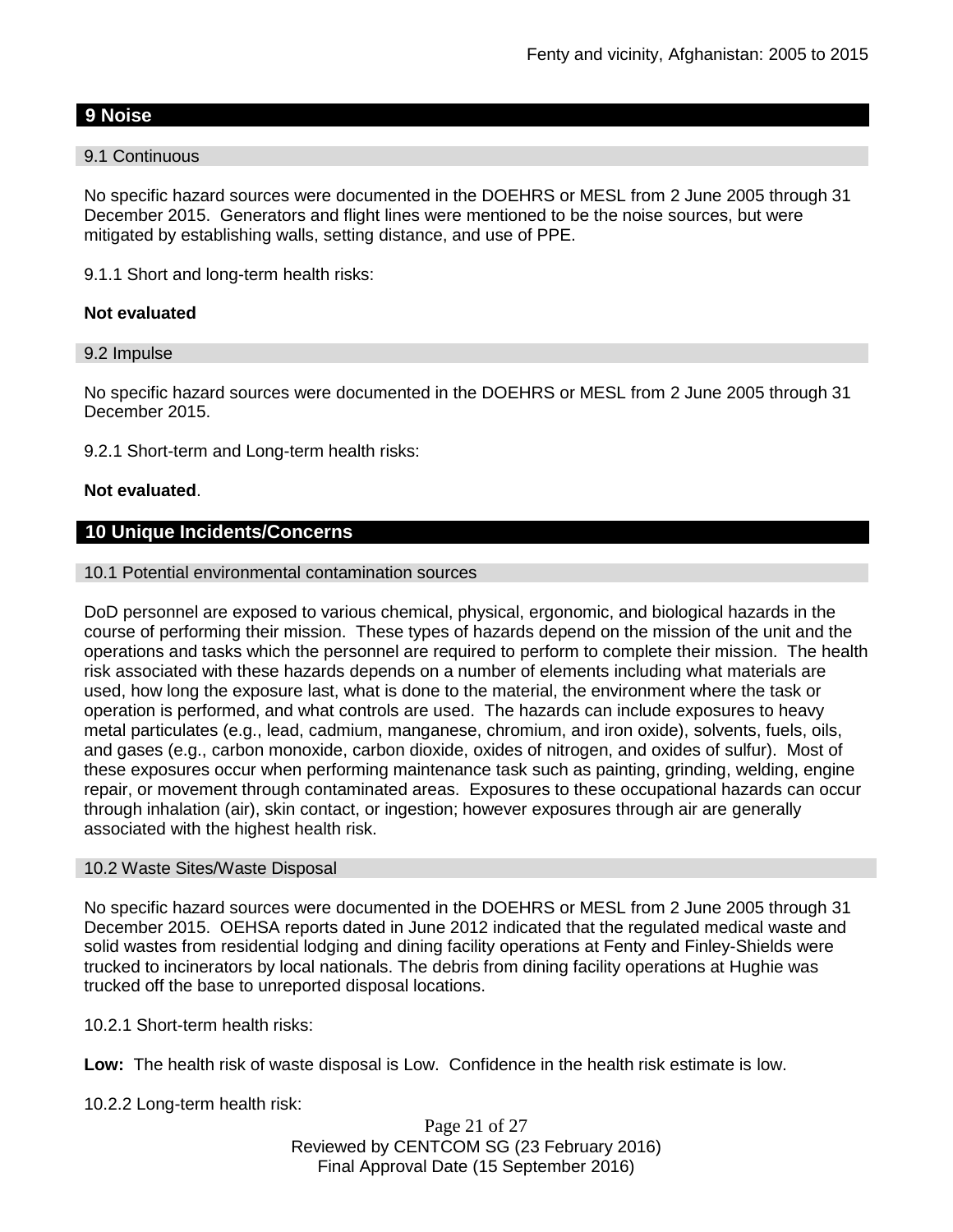## 9 Noise

### 9.1 Continuous

No specific hazard sources were documented in the DOEHRS or MESL from 2 June 2005 through 31 December 2015. Generators and flight lines were mentioned to be the noise sources, but were mitigated by establishing walls, setting distance, and use of PPE.

9.1.1 Short and long-term health risks:

**Not evaluated**

### 9.2 Impulse

No specific hazard sources were documented in the DOEHRS or MESL from 2 June 2005 through 31 December 2015.

9.2.1 Short-term and Long-term health risks:

**Not evaluated**.

## 10 Unique Incidents/Concerns

### 10.1 Potential environmental contamination sources

DoD personnel are exposed to various chemical, physical, ergonomic, and biological hazards in the course of performing their mission. These types of hazards depend on the mission of the unit and the operations and tasks which the personnel are required to perform to complete their mission. The health risk associated with these hazards depends on a number of elements including what materials are used, how long the exposure last, what is done to the material, the environment where the task or operation is performed, and what controls are used. The hazards can include exposures to heavy metal particulates (e.g., lead, cadmium, manganese, chromium, and iron oxide), solvents, fuels, oils, and gases (e.g., carbon monoxide, carbon dioxide, oxides of nitrogen, and oxides of sulfur). Most of these exposures occur when performing maintenance task such as painting, grinding, welding, engine repair, or movement through contaminated areas. Exposures to these occupational hazards can occur through inhalation (air), skin contact, or ingestion; however exposures through air are generally associated with the highest health risk.

### 10.2 Waste Sites/Waste Disposal

No specific hazard sources were documented in the DOEHRS or MESL from 2 June 2005 through 31 December 2015. OEHSA reports dated in June 2012 indicated that the regulated medical waste and solid wastes from residential lodging and dining facility operations at Fenty and Finley-Shields were trucked to incinerators by local nationals. The debris from dining facility operations at Hughie was trucked off the base to unreported disposal locations.

10.2.1 Short-term health risks:

**Low:** The health risk of waste disposal is Low. Confidence in the health risk estimate is low.

10.2.2 Long-term health risk: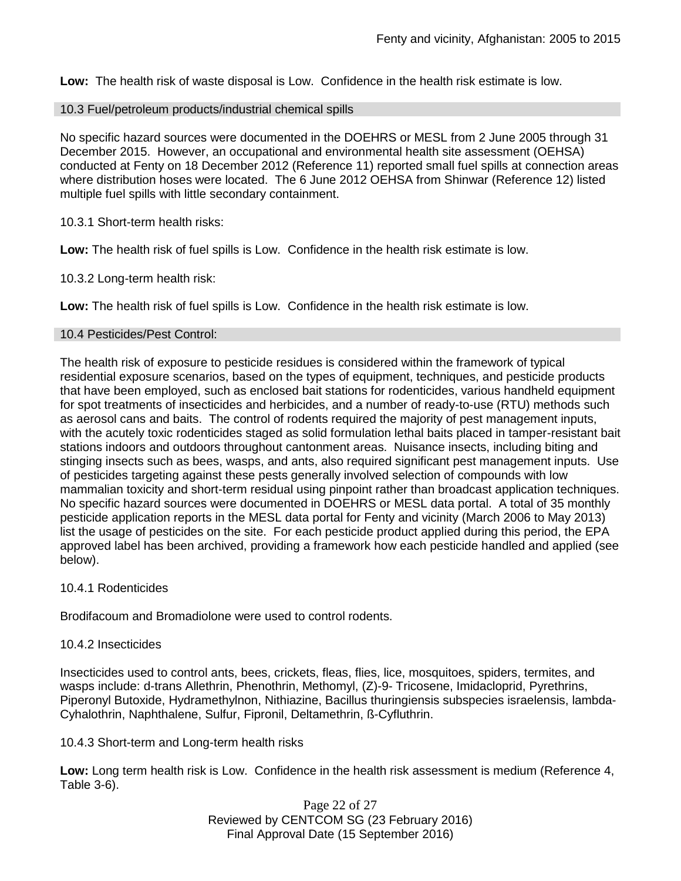**Low:** The health risk of waste disposal is Low. Confidence in the health risk estimate is low.

### 10.3 Fuel/petroleum products/industrial chemical spills

No specific hazard sources were documented in the DOEHRS or MESL from 2 June 2005 through 31 December 2015. However, an occupational and environmental health site assessment (OEHSA) conducted at Fenty on 18 December 2012 (Reference 11) reported small fuel spills at connection areas where distribution hoses were located. The 6 June 2012 OEHSA from Shinwar (Reference 12) listed multiple fuel spills with little secondary containment.

10.3.1 Short-term health risks:

**Low:** The health risk of fuel spills is Low. Confidence in the health risk estimate is low.

10.3.2 Long-term health risk:

**Low:** The health risk of fuel spills is Low. Confidence in the health risk estimate is low.

### 10.4 Pesticides/Pest Control:

The health risk of exposure to pesticide residues is considered within the framework of typical residential exposure scenarios, based on the types of equipment, techniques, and pesticide products that have been employed, such as enclosed bait stations for rodenticides, various handheld equipment for spot treatments of insecticides and herbicides, and a number of ready-to-use (RTU) methods such as aerosol cans and baits. The control of rodents required the majority of pest management inputs, with the acutely toxic rodenticides staged as solid formulation lethal baits placed in tamper-resistant bait stations indoors and outdoors throughout cantonment areas. Nuisance insects, including biting and stinging insects such as bees, wasps, and ants, also required significant pest management inputs. Use of pesticides targeting against these pests generally involved selection of compounds with low mammalian toxicity and short-term residual using pinpoint rather than broadcast application techniques. No specific hazard sources were documented in DOEHRS or MESL data portal. A total of 35 monthly pesticide application reports in the MESL data portal for Fenty and vicinity (March 2006 to May 2013) list the usage of pesticides on the site. For each pesticide product applied during this period, the EPA approved label has been archived, providing a framework how each pesticide handled and applied (see below).

10.4.1 Rodenticides

Brodifacoum and Bromadiolone were used to control rodents.

10.4.2 Insecticides

Insecticides used to control ants, bees, crickets, fleas, flies, lice, mosquitoes, spiders, termites, and wasps include: d-trans Allethrin, Phenothrin, Methomyl, (Z)-9- Tricosene, Imidacloprid, Pyrethrins, Piperonyl Butoxide, Hydramethylnon, Nithiazine, Bacillus thuringiensis subspecies israelensis, lambda-Cyhalothrin, Naphthalene, Sulfur, Fipronil, Deltamethrin, ß-Cyfluthrin.

10.4.3 Short-term and Long-term health risks

**Low:** Long term health risk is Low. Confidence in the health risk assessment is medium (Reference 4, Table 3-6).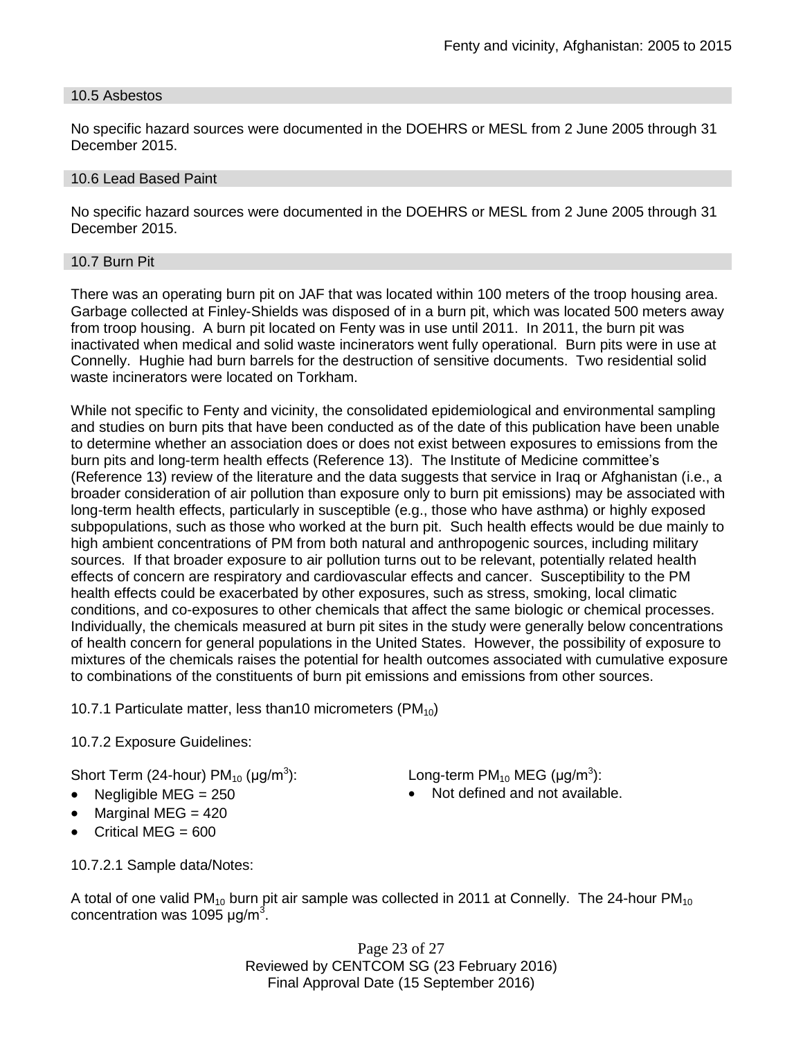### 10.5 Asbestos

No specific hazard sources were documented in the DOEHRS or MESL from 2 June 2005 through 31 December 2015.

### 10.6 Lead Based Paint

No specific hazard sources were documented in the DOEHRS or MESL from 2 June 2005 through 31 December 2015.

### 10.7 Burn Pit

There was an operating burn pit on JAF that was located within 100 meters of the troop housing area. Garbage collected at Finley-Shields was disposed of in a burn pit, which was located 500 meters away from troop housing. A burn pit located on Fenty was in use until 2011. In 2011, the burn pit was inactivated when medical and solid waste incinerators went fully operational. Burn pits were in use at Connelly. Hughie had burn barrels for the destruction of sensitive documents. Two residential solid waste incinerators were located on Torkham.

While not specific to Fenty and vicinity, the consolidated epidemiological and environmental sampling and studies on burn pits that have been conducted as of the date of this publication have been unable to determine whether an association does or does not exist between exposures to emissions from the burn pits and long-term health effects (Reference 13). The Institute of Medicine committee's (Reference 13) review of the literature and the data suggests that service in Iraq or Afghanistan (i.e., a broader consideration of air pollution than exposure only to burn pit emissions) may be associated with long-term health effects, particularly in susceptible (e.g., those who have asthma) or highly exposed subpopulations, such as those who worked at the burn pit. Such health effects would be due mainly to high ambient concentrations of PM from both natural and anthropogenic sources, including military sources. If that broader exposure to air pollution turns out to be relevant, potentially related health effects of concern are respiratory and cardiovascular effects and cancer. Susceptibility to the PM health effects could be exacerbated by other exposures, such as stress, smoking, local climatic conditions, and co-exposures to other chemicals that affect the same biologic or chemical processes. Individually, the chemicals measured at burn pit sites in the study were generally below concentrations of health concern for general populations in the United States. However, the possibility of exposure to mixtures of the chemicals raises the potential for health outcomes associated with cumulative exposure to combinations of the constituents of burn pit emissions and emissions from other sources.

10.7.1 Particulate matter, less than10 micrometers ($PM_{10}$)

10.7.2 Exposure Guidelines:

Short Term (24-hour) $PM_{10}$ (μg/$m^3$):

- Negligible MEG = 250
- Marginal MEG = 420
- Critical MEG = 600

Long-term $PM_{10}$ MEG (μg/$m^3$):

- Not defined and not available.

10.7.2.1 Sample data/Notes:

A total of one valid $PM_{10}$ burn pit air sample was collected in 2011 at Connelly. The 24-hour $PM_{10}$ concentration was 1095 μg/$m^3$.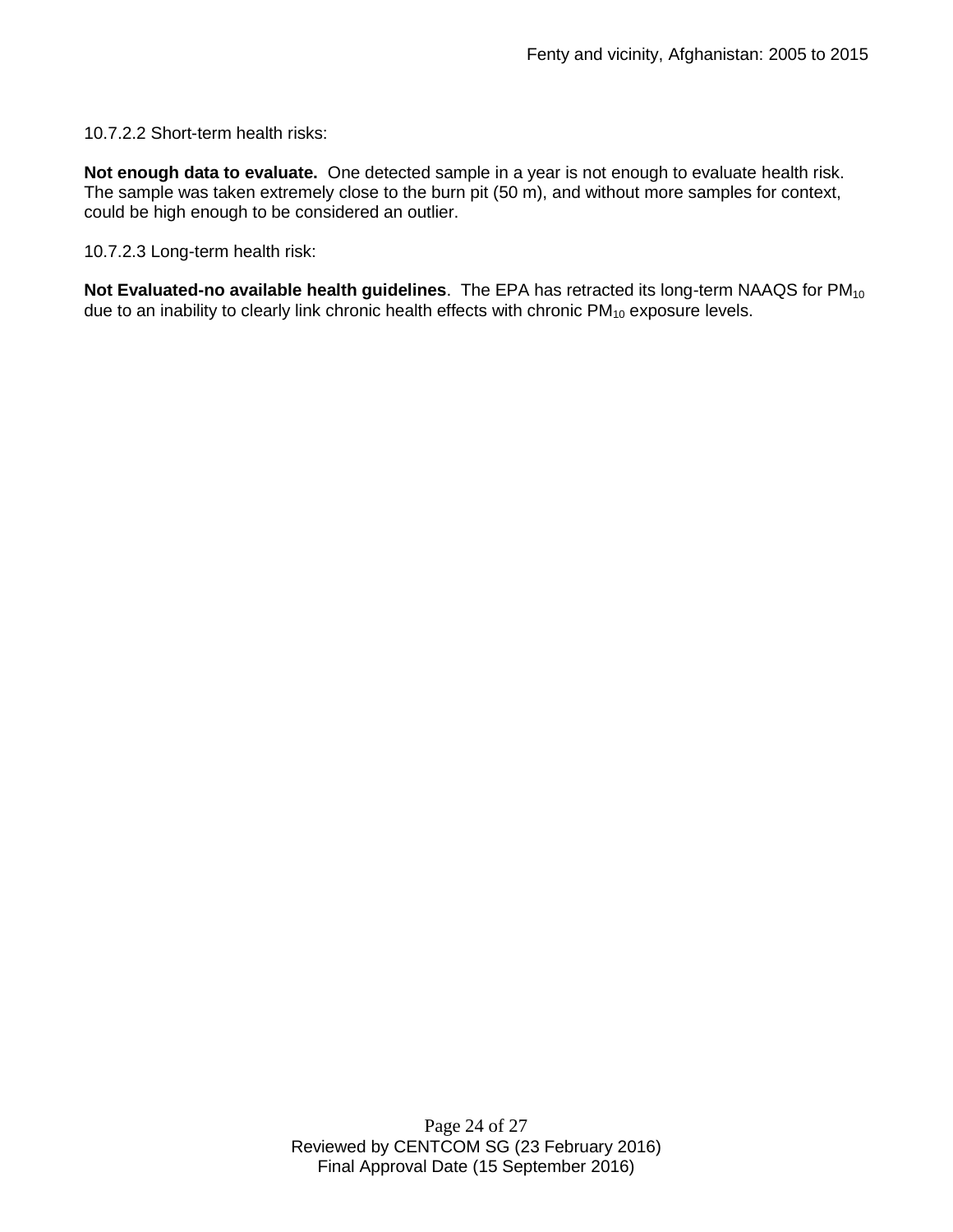10.7.2.2 Short-term health risks:

**Not enough data to evaluate.** One detected sample in a year is not enough to evaluate health risk. The sample was taken extremely close to the burn pit (50 m), and without more samples for context, could be high enough to be considered an outlier.

10.7.2.3 Long-term health risk:

**Not Evaluated-no available health guidelines**. The EPA has retracted its long-term NAAQS for $PM_{10}$ due to an inability to clearly link chronic health effects with chronic $PM_{10}$ exposure levels.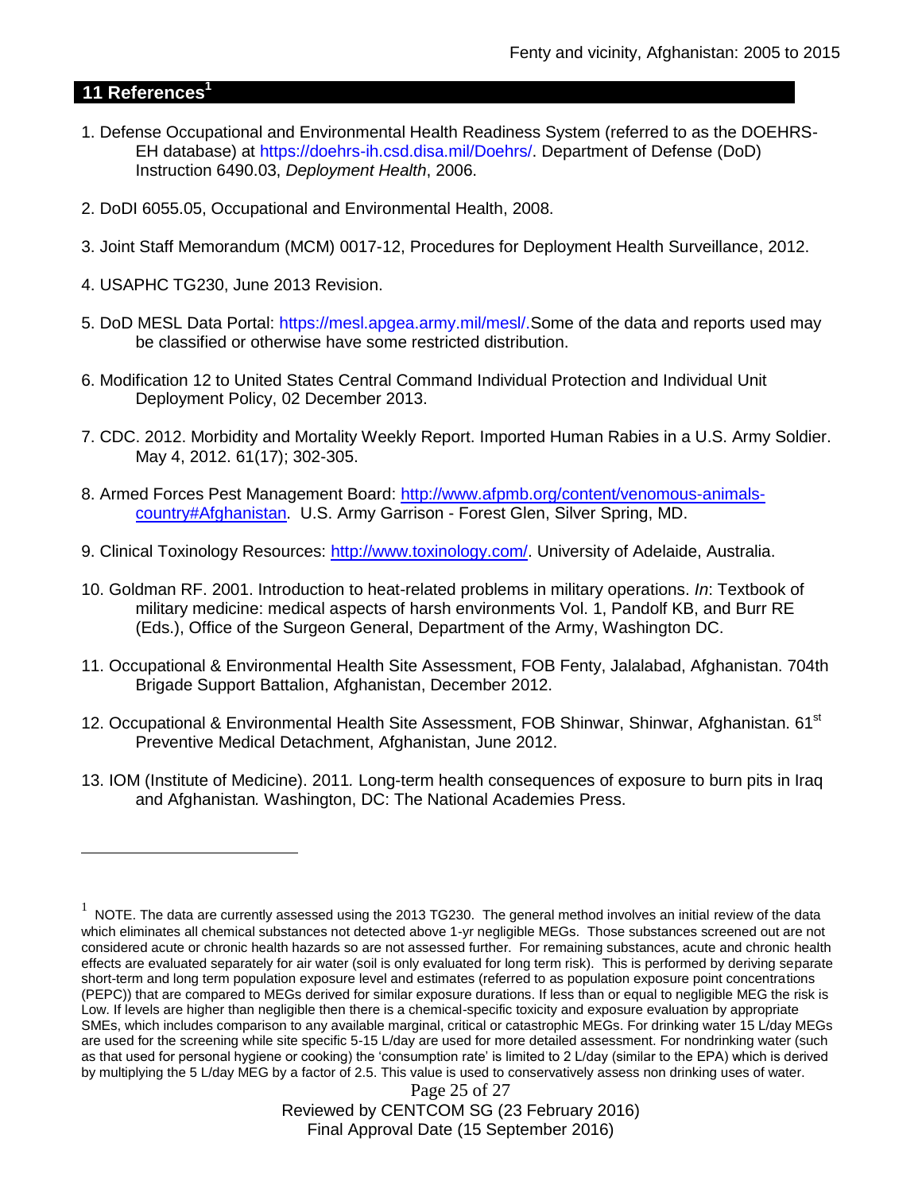## 11 References[1]

1. Defense Occupational and Environmental Health Readiness System (referred to as the DOEHRS-EH database) at https://doehrs-ih.csd.disa.mil/Doehrs/. Department of Defense (DoD) Instruction 6490.03, *Deployment Health*, 2006.

2. DoDI 6055.05, Occupational and Environmental Health, 2008.

3. Joint Staff Memorandum (MCM) 0017-12, Procedures for Deployment Health Surveillance, 2012.

4. USAPHC TG230, June 2013 Revision.

5. DoD MESL Data Portal: https://mesl.apgea.army.mil/mesl/.Some of the data and reports used may be classified or otherwise have some restricted distribution.

6. Modification 12 to United States Central Command Individual Protection and Individual Unit Deployment Policy, 02 December 2013.

7. CDC. 2012. Morbidity and Mortality Weekly Report. Imported Human Rabies in a U.S. Army Soldier. May 4, 2012. 61(17); 302-305.

8. Armed Forces Pest Management Board: http://www.afpmb.org/content/venomous-animals-country#Afghanistan. U.S. Army Garrison - Forest Glen, Silver Spring, MD.

9. Clinical Toxinology Resources: http://www.toxinology.com/. University of Adelaide, Australia.

10. Goldman RF. 2001. Introduction to heat-related problems in military operations. *In*: Textbook of military medicine: medical aspects of harsh environments Vol. 1, Pandolf KB, and Burr RE (Eds.), Office of the Surgeon General, Department of the Army, Washington DC.

11. Occupational & Environmental Health Site Assessment, FOB Fenty, Jalalabad, Afghanistan. 704th Brigade Support Battalion, Afghanistan, December 2012.

12. Occupational & Environmental Health Site Assessment, FOB Shinwar, Shinwar, Afghanistan. 61st Preventive Medical Detachment, Afghanistan, June 2012.

13. IOM (Institute of Medicine). 2011*.* Long-term health consequences of exposure to burn pits in Iraq and Afghanistan*.* Washington, DC: The National Academies Press.

---

[1] NOTE. The data are currently assessed using the 2013 TG230. The general method involves an initial review of the data which eliminates all chemical substances not detected above 1-yr negligible MEGs. Those substances screened out are not considered acute or chronic health hazards so are not assessed further. For remaining substances, acute and chronic health effects are evaluated separately for air water (soil is only evaluated for long term risk). This is performed by deriving separate short-term and long term population exposure level and estimates (referred to as population exposure point concentrations (PEPC)) that are compared to MEGs derived for similar exposure durations. If less than or equal to negligible MEG the risk is Low. If levels are higher than negligible then there is a chemical-specific toxicity and exposure evaluation by appropriate SMEs, which includes comparison to any available marginal, critical or catastrophic MEGs. For drinking water 15 L/day MEGs are used for the screening while site specific 5-15 L/day are used for more detailed assessment. For nondrinking water (such as that used for personal hygiene or cooking) the 'consumption rate' is limited to 2 L/day (similar to the EPA) which is derived by multiplying the 5 L/day MEG by a factor of 2.5. This value is used to conservatively assess non drinking uses of water.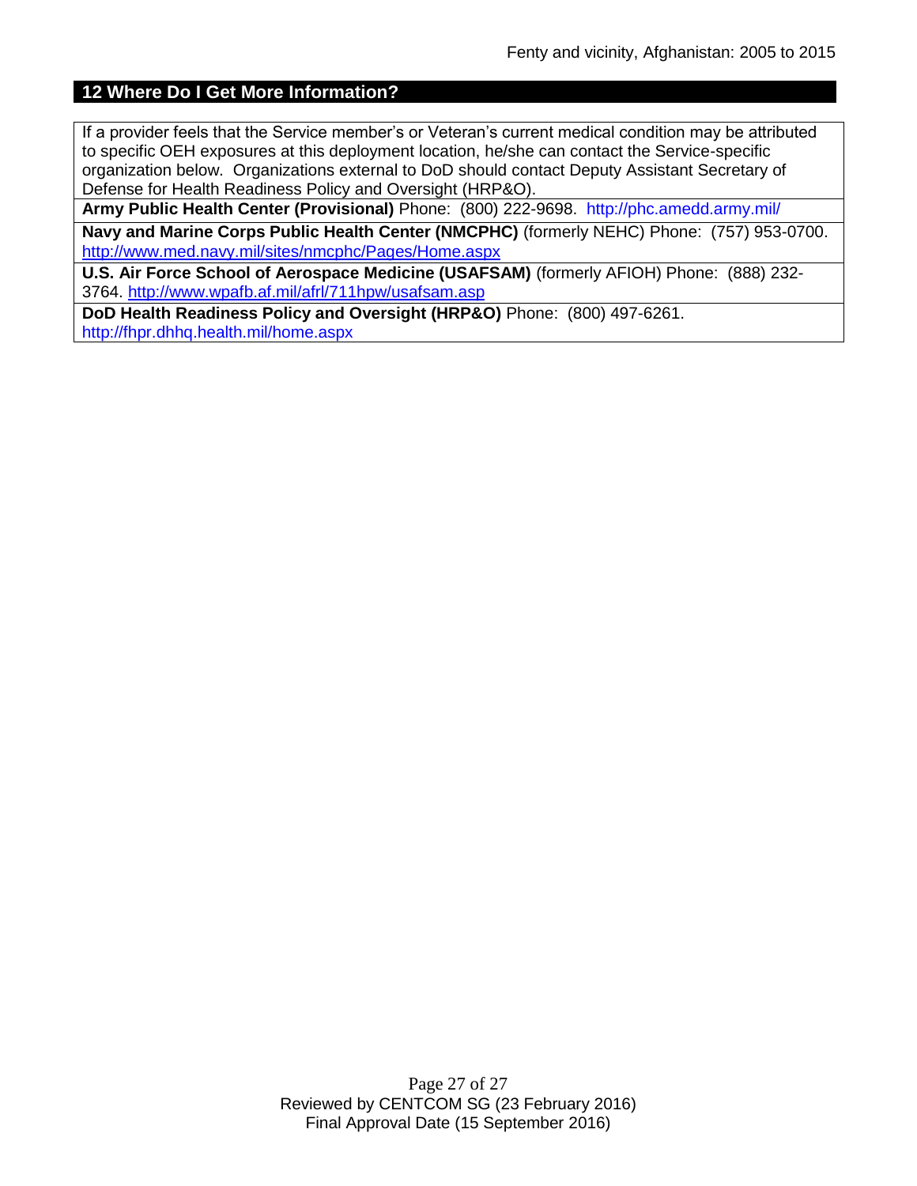## 12 Where Do I Get More Information?

If a provider feels that the Service member's or Veteran's current medical condition may be attributed to specific OEH exposures at this deployment location, he/she can contact the Service-specific organization below. Organizations external to DoD should contact Deputy Assistant Secretary of Defense for Health Readiness Policy and Oversight (HRP&O).

**Army Public Health Center (Provisional)** Phone: (800) 222-9698. http://phc.amedd.army.mil/

**Navy and Marine Corps Public Health Center (NMCPHC)** (formerly NEHC) Phone: (757) 953-0700. http://www.med.navy.mil/sites/nmcphc/Pages/Home.aspx

**U.S. Air Force School of Aerospace Medicine (USAFSAM)** (formerly AFIOH) Phone: (888) 232-3764. http://www.wpafb.af.mil/afrl/711hpw/usafsam.asp

**DoD Health Readiness Policy and Oversight (HRP&O)** Phone: (800) 497-6261. http://fhpr.dhhq.health.mil/home.aspx

Reviewed by CENTCOM SG (23 February 2016)
Final Approval Date (15 September 2016)